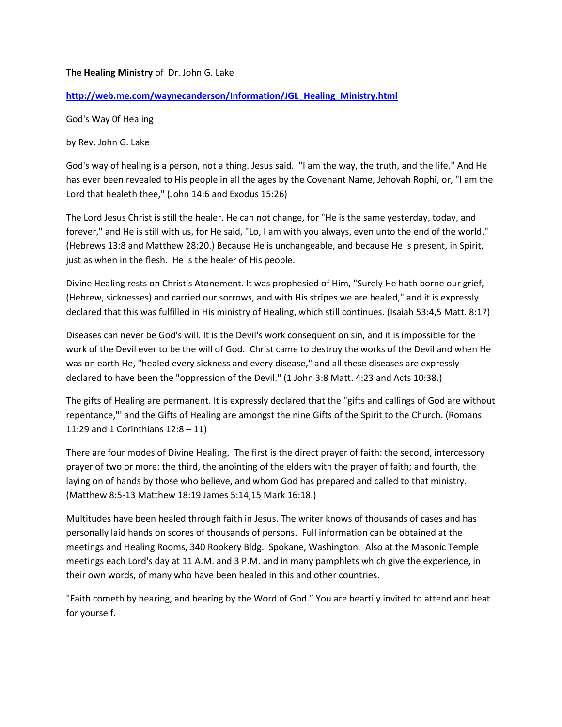**The Healing Ministry** of Dr. John G. Lake

**http://web.me.com/waynecanderson/Information/JGL_Healing_Ministry.html**

God's Way 0f Healing

by Rev. John G. Lake

God's way of healing is a person, not a thing. Jesus said. "I am the way, the truth, and the life." And He has ever been revealed to His people in all the ages by the Covenant Name, Jehovah Rophi, or, "I am the Lord that healeth thee," (John 14:6 and Exodus 15:26)

The Lord Jesus Christ is still the healer. He can not change, for "He is the same yesterday, today, and forever," and He is still with us, for He said, "Lo, I am with you always, even unto the end of the world." (Hebrews 13:8 and Matthew 28:20.) Because He is unchangeable, and because He is present, in Spirit, just as when in the flesh. He is the healer of His people.

Divine Healing rests on Christ's Atonement. It was prophesied of Him, "Surely He hath borne our grief, (Hebrew, sicknesses) and carried our sorrows, and with His stripes we are healed," and it is expressly declared that this was fulfilled in His ministry of Healing, which still continues. (Isaiah 53:4,5 Matt. 8:17)

Diseases can never be God's will. It is the Devil's work consequent on sin, and it is impossible for the work of the Devil ever to be the will of God. Christ came to destroy the works of the Devil and when He was on earth He, "healed every sickness and every disease," and all these diseases are expressly declared to have been the "oppression of the Devil." (1 John 3:8 Matt. 4:23 and Acts 10:38.)

The gifts of Healing are permanent. It is expressly declared that the "gifts and callings of God are without repentance,"' and the Gifts of Healing are amongst the nine Gifts of the Spirit to the Church. (Romans 11:29 and 1 Corinthians 12:8 – 11)

There are four modes of Divine Healing. The first is the direct prayer of faith: the second, intercessory prayer of two or more: the third, the anointing of the elders with the prayer of faith; and fourth, the laying on of hands by those who believe, and whom God has prepared and called to that ministry. (Matthew 8:5-13 Matthew 18:19 James 5:14,15 Mark 16:18.)

Multitudes have been healed through faith in Jesus. The writer knows of thousands of cases and has personally laid hands on scores of thousands of persons. Full information can be obtained at the meetings and Healing Rooms, 340 Rookery Bldg. Spokane, Washington. Also at the Masonic Temple meetings each Lord's day at 11 A.M. and 3 P.M. and in many pamphlets which give the experience, in their own words, of many who have been healed in this and other countries.

"Faith cometh by hearing, and hearing by the Word of God." You are heartily invited to attend and heat for yourself.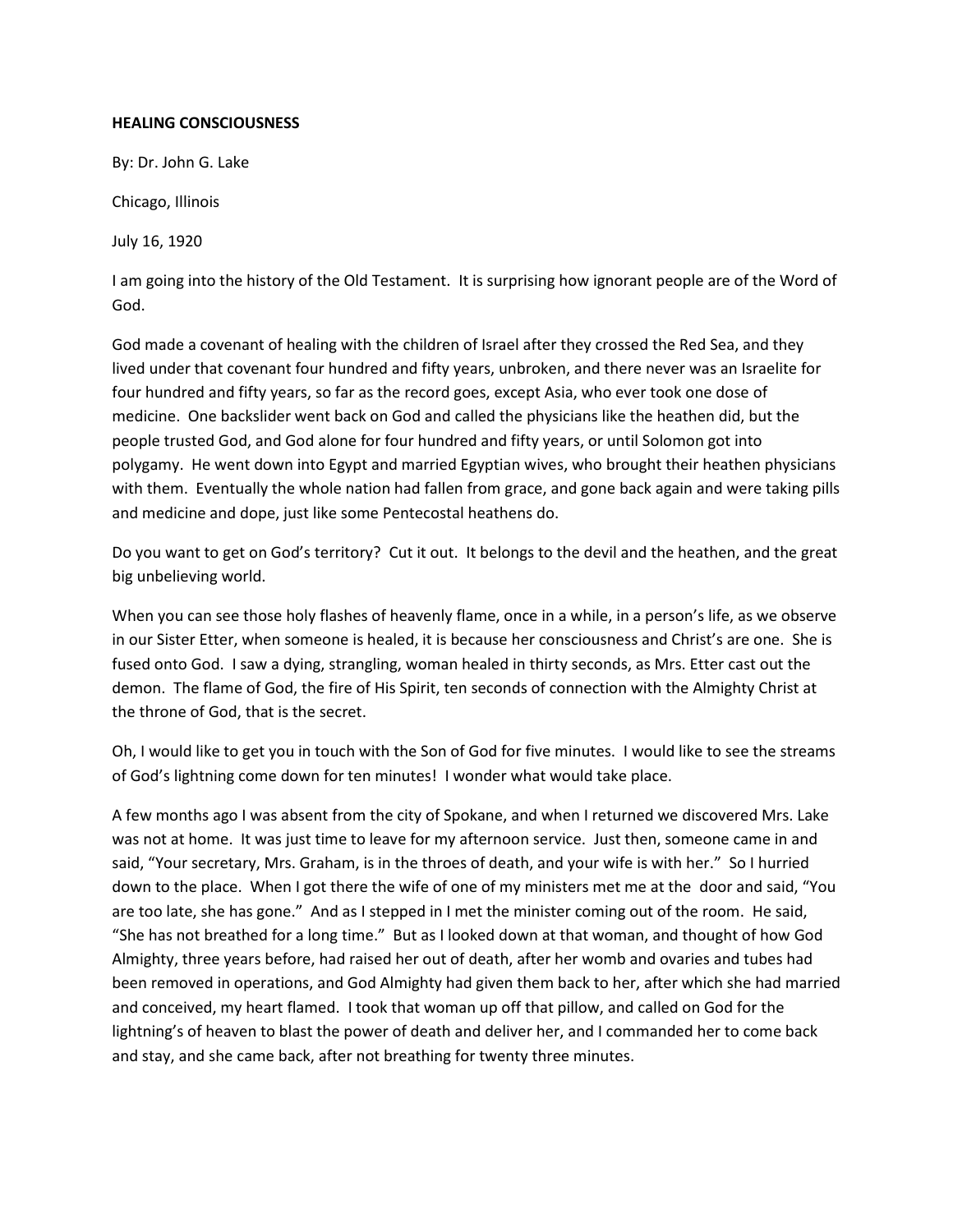**HEALING CONSCIOUSNESS**

By: Dr. John G. Lake

Chicago, Illinois

July 16, 1920

I am going into the history of the Old Testament. It is surprising how ignorant people are of the Word of God.

God made a covenant of healing with the children of Israel after they crossed the Red Sea, and they lived under that covenant four hundred and fifty years, unbroken, and there never was an Israelite for four hundred and fifty years, so far as the record goes, except Asia, who ever took one dose of medicine. One backslider went back on God and called the physicians like the heathen did, but the people trusted God, and God alone for four hundred and fifty years, or until Solomon got into polygamy. He went down into Egypt and married Egyptian wives, who brought their heathen physicians with them. Eventually the whole nation had fallen from grace, and gone back again and were taking pills and medicine and dope, just like some Pentecostal heathens do.

Do you want to get on God's territory? Cut it out. It belongs to the devil and the heathen, and the great big unbelieving world.

When you can see those holy flashes of heavenly flame, once in a while, in a person's life, as we observe in our Sister Etter, when someone is healed, it is because her consciousness and Christ's are one. She is fused onto God. I saw a dying, strangling, woman healed in thirty seconds, as Mrs. Etter cast out the demon. The flame of God, the fire of His Spirit, ten seconds of connection with the Almighty Christ at the throne of God, that is the secret.

Oh, I would like to get you in touch with the Son of God for five minutes. I would like to see the streams of God's lightning come down for ten minutes! I wonder what would take place.

A few months ago I was absent from the city of Spokane, and when I returned we discovered Mrs. Lake was not at home. It was just time to leave for my afternoon service. Just then, someone came in and said, "Your secretary, Mrs. Graham, is in the throes of death, and your wife is with her." So I hurried down to the place. When I got there the wife of one of my ministers met me at the door and said, "You are too late, she has gone." And as I stepped in I met the minister coming out of the room. He said, "She has not breathed for a long time." But as I looked down at that woman, and thought of how God Almighty, three years before, had raised her out of death, after her womb and ovaries and tubes had been removed in operations, and God Almighty had given them back to her, after which she had married and conceived, my heart flamed. I took that woman up off that pillow, and called on God for the lightning's of heaven to blast the power of death and deliver her, and I commanded her to come back and stay, and she came back, after not breathing for twenty three minutes.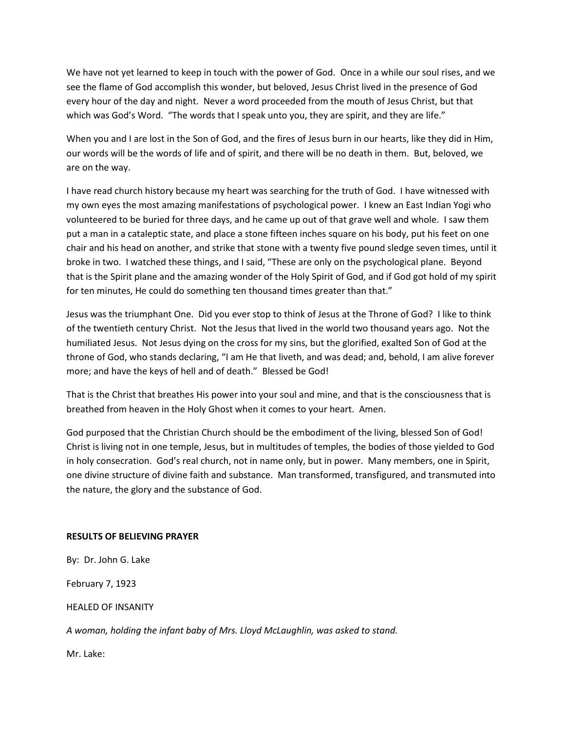We have not yet learned to keep in touch with the power of God. Once in a while our soul rises, and we see the flame of God accomplish this wonder, but beloved, Jesus Christ lived in the presence of God every hour of the day and night. Never a word proceeded from the mouth of Jesus Christ, but that which was God's Word. "The words that I speak unto you, they are spirit, and they are life."

When you and I are lost in the Son of God, and the fires of Jesus burn in our hearts, like they did in Him, our words will be the words of life and of spirit, and there will be no death in them. But, beloved, we are on the way.

I have read church history because my heart was searching for the truth of God. I have witnessed with my own eyes the most amazing manifestations of psychological power. I knew an East Indian Yogi who volunteered to be buried for three days, and he came up out of that grave well and whole. I saw them put a man in a cataleptic state, and place a stone fifteen inches square on his body, put his feet on one chair and his head on another, and strike that stone with a twenty five pound sledge seven times, until it broke in two. I watched these things, and I said, "These are only on the psychological plane. Beyond that is the Spirit plane and the amazing wonder of the Holy Spirit of God, and if God got hold of my spirit for ten minutes, He could do something ten thousand times greater than that."

Jesus was the triumphant One. Did you ever stop to think of Jesus at the Throne of God? I like to think of the twentieth century Christ. Not the Jesus that lived in the world two thousand years ago. Not the humiliated Jesus. Not Jesus dying on the cross for my sins, but the glorified, exalted Son of God at the throne of God, who stands declaring, "I am He that liveth, and was dead; and, behold, I am alive forever more; and have the keys of hell and of death." Blessed be God!

That is the Christ that breathes His power into your soul and mine, and that is the consciousness that is breathed from heaven in the Holy Ghost when it comes to your heart. Amen.

God purposed that the Christian Church should be the embodiment of the living, blessed Son of God! Christ is living not in one temple, Jesus, but in multitudes of temples, the bodies of those yielded to God in holy consecration. God's real church, not in name only, but in power. Many members, one in Spirit, one divine structure of divine faith and substance. Man transformed, transfigured, and transmuted into the nature, the glory and the substance of God.

**RESULTS OF BELIEVING PRAYER**

By: Dr. John G. Lake

February 7, 1923

HEALED OF INSANITY

*A woman, holding the infant baby of Mrs. Lloyd McLaughlin, was asked to stand.*

Mr. Lake: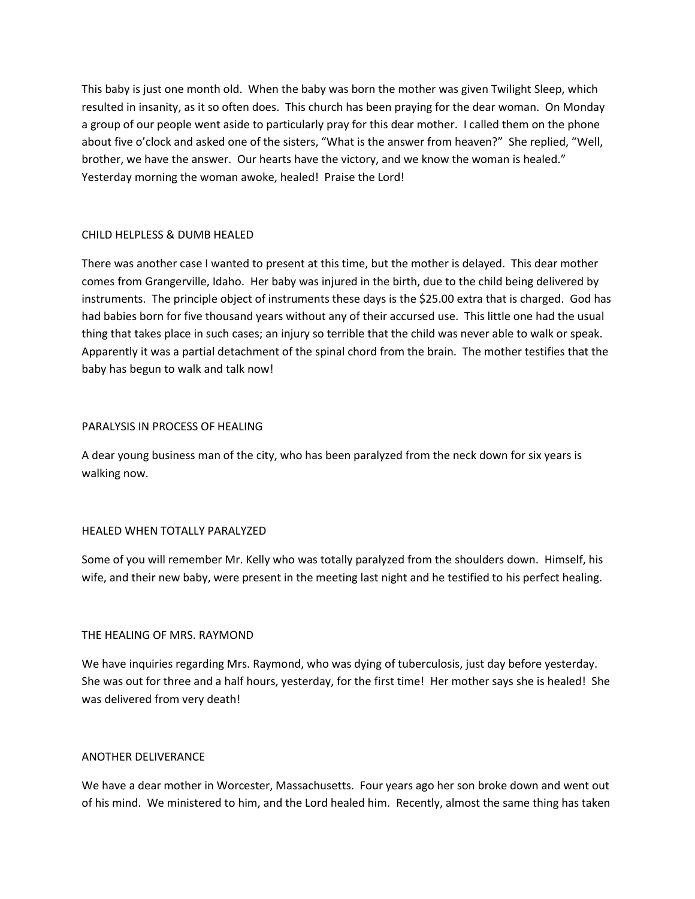This baby is just one month old. When the baby was born the mother was given Twilight Sleep, which resulted in insanity, as it so often does. This church has been praying for the dear woman. On Monday a group of our people went aside to particularly pray for this dear mother. I called them on the phone about five o'clock and asked one of the sisters, "What is the answer from heaven?" She replied, "Well, brother, we have the answer. Our hearts have the victory, and we know the woman is healed." Yesterday morning the woman awoke, healed! Praise the Lord!

## CHILD HELPLESS & DUMB HEALED

There was another case I wanted to present at this time, but the mother is delayed. This dear mother comes from Grangerville, Idaho. Her baby was injured in the birth, due to the child being delivered by instruments. The principle object of instruments these days is the $25.00 extra that is charged. God has had babies born for five thousand years without any of their accursed use. This little one had the usual thing that takes place in such cases; an injury so terrible that the child was never able to walk or speak. Apparently it was a partial detachment of the spinal chord from the brain. The mother testifies that the baby has begun to walk and talk now!

## PARALYSIS IN PROCESS OF HEALING

A dear young business man of the city, who has been paralyzed from the neck down for six years is walking now.

## HEALED WHEN TOTALLY PARALYZED

Some of you will remember Mr. Kelly who was totally paralyzed from the shoulders down. Himself, his wife, and their new baby, were present in the meeting last night and he testified to his perfect healing.

## THE HEALING OF MRS. RAYMOND

We have inquiries regarding Mrs. Raymond, who was dying of tuberculosis, just day before yesterday. She was out for three and a half hours, yesterday, for the first time! Her mother says she is healed! She was delivered from very death!

## ANOTHER DELIVERANCE

We have a dear mother in Worcester, Massachusetts. Four years ago her son broke down and went out of his mind. We ministered to him, and the Lord healed him. Recently, almost the same thing has taken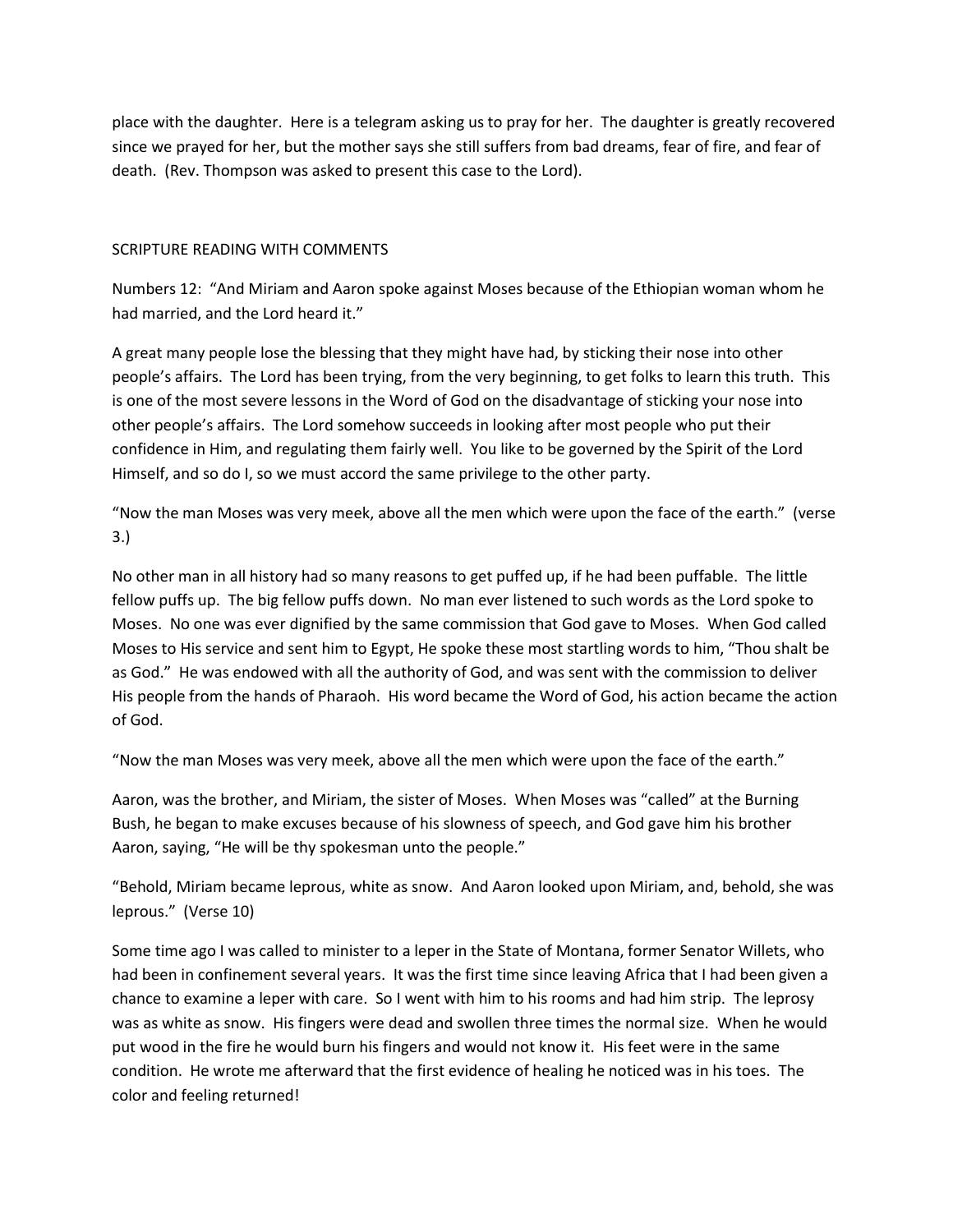place with the daughter. Here is a telegram asking us to pray for her. The daughter is greatly recovered since we prayed for her, but the mother says she still suffers from bad dreams, fear of fire, and fear of death. (Rev. Thompson was asked to present this case to the Lord).

SCRIPTURE READING WITH COMMENTS

Numbers 12: "And Miriam and Aaron spoke against Moses because of the Ethiopian woman whom he had married, and the Lord heard it."

A great many people lose the blessing that they might have had, by sticking their nose into other people's affairs. The Lord has been trying, from the very beginning, to get folks to learn this truth. This is one of the most severe lessons in the Word of God on the disadvantage of sticking your nose into other people's affairs. The Lord somehow succeeds in looking after most people who put their confidence in Him, and regulating them fairly well. You like to be governed by the Spirit of the Lord Himself, and so do I, so we must accord the same privilege to the other party.

"Now the man Moses was very meek, above all the men which were upon the face of the earth." (verse 3.)

No other man in all history had so many reasons to get puffed up, if he had been puffable. The little fellow puffs up. The big fellow puffs down. No man ever listened to such words as the Lord spoke to Moses. No one was ever dignified by the same commission that God gave to Moses. When God called Moses to His service and sent him to Egypt, He spoke these most startling words to him, "Thou shalt be as God." He was endowed with all the authority of God, and was sent with the commission to deliver His people from the hands of Pharaoh. His word became the Word of God, his action became the action of God.

"Now the man Moses was very meek, above all the men which were upon the face of the earth."

Aaron, was the brother, and Miriam, the sister of Moses. When Moses was "called" at the Burning Bush, he began to make excuses because of his slowness of speech, and God gave him his brother Aaron, saying, "He will be thy spokesman unto the people."

"Behold, Miriam became leprous, white as snow. And Aaron looked upon Miriam, and, behold, she was leprous." (Verse 10)

Some time ago I was called to minister to a leper in the State of Montana, former Senator Willets, who had been in confinement several years. It was the first time since leaving Africa that I had been given a chance to examine a leper with care. So I went with him to his rooms and had him strip. The leprosy was as white as snow. His fingers were dead and swollen three times the normal size. When he would put wood in the fire he would burn his fingers and would not know it. His feet were in the same condition. He wrote me afterward that the first evidence of healing he noticed was in his toes. The color and feeling returned!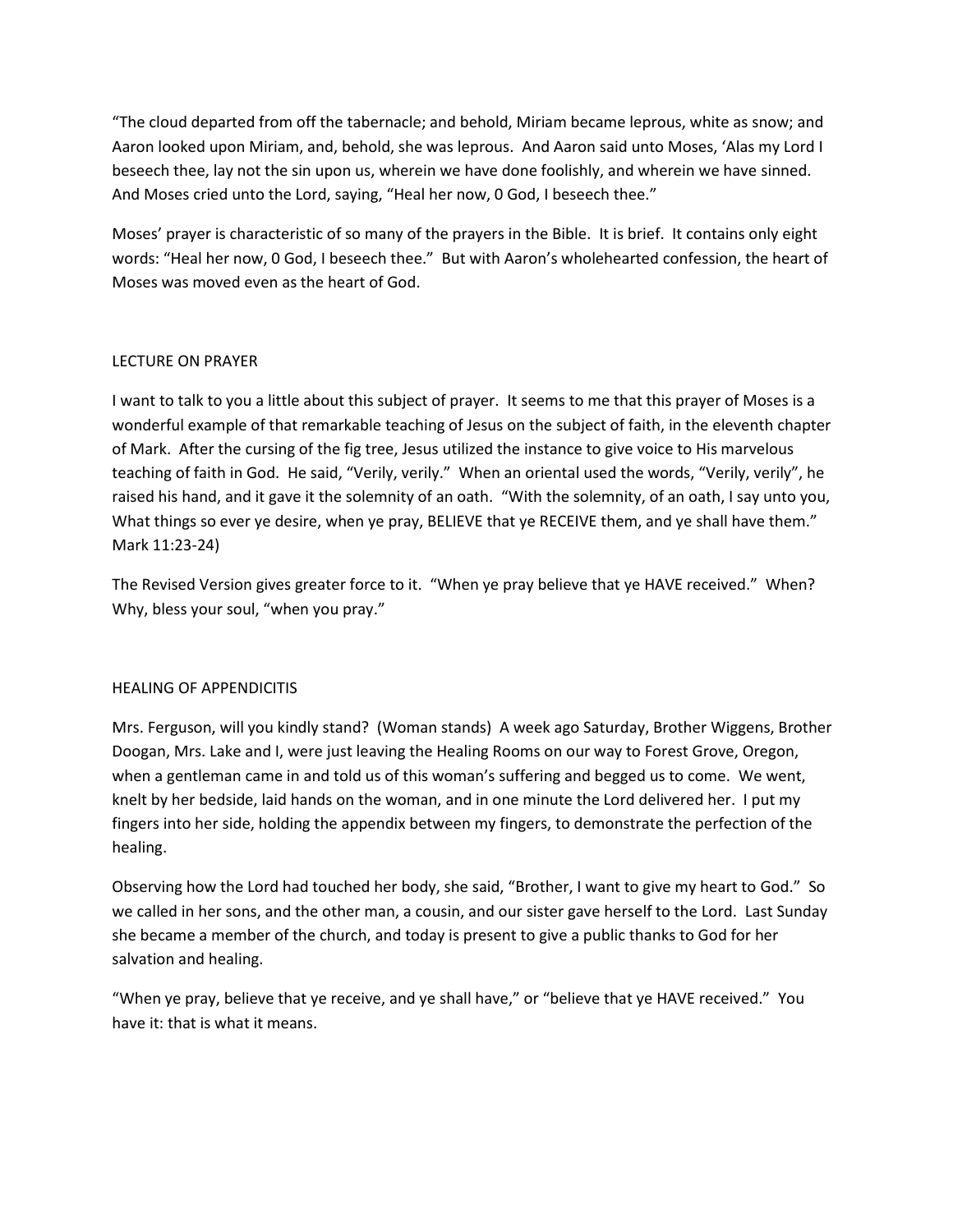"The cloud departed from off the tabernacle; and behold, Miriam became leprous, white as snow; and Aaron looked upon Miriam, and, behold, she was leprous. And Aaron said unto Moses, 'Alas my Lord I beseech thee, lay not the sin upon us, wherein we have done foolishly, and wherein we have sinned. And Moses cried unto the Lord, saying, "Heal her now, 0 God, I beseech thee."

Moses' prayer is characteristic of so many of the prayers in the Bible. It is brief. It contains only eight words: "Heal her now, 0 God, I beseech thee." But with Aaron's wholehearted confession, the heart of Moses was moved even as the heart of God.

## LECTURE ON PRAYER

I want to talk to you a little about this subject of prayer. It seems to me that this prayer of Moses is a wonderful example of that remarkable teaching of Jesus on the subject of faith, in the eleventh chapter of Mark. After the cursing of the fig tree, Jesus utilized the instance to give voice to His marvelous teaching of faith in God. He said, "Verily, verily." When an oriental used the words, "Verily, verily", he raised his hand, and it gave it the solemnity of an oath. "With the solemnity, of an oath, I say unto you, What things so ever ye desire, when ye pray, BELIEVE that ye RECEIVE them, and ye shall have them." Mark 11:23-24)

The Revised Version gives greater force to it. "When ye pray believe that ye HAVE received." When? Why, bless your soul, "when you pray."

## HEALING OF APPENDICITIS

Mrs. Ferguson, will you kindly stand? (Woman stands) A week ago Saturday, Brother Wiggens, Brother Doogan, Mrs. Lake and I, were just leaving the Healing Rooms on our way to Forest Grove, Oregon, when a gentleman came in and told us of this woman's suffering and begged us to come. We went, knelt by her bedside, laid hands on the woman, and in one minute the Lord delivered her. I put my fingers into her side, holding the appendix between my fingers, to demonstrate the perfection of the healing.

Observing how the Lord had touched her body, she said, "Brother, I want to give my heart to God." So we called in her sons, and the other man, a cousin, and our sister gave herself to the Lord. Last Sunday she became a member of the church, and today is present to give a public thanks to God for her salvation and healing.

"When ye pray, believe that ye receive, and ye shall have," or "believe that ye HAVE received." You have it: that is what it means.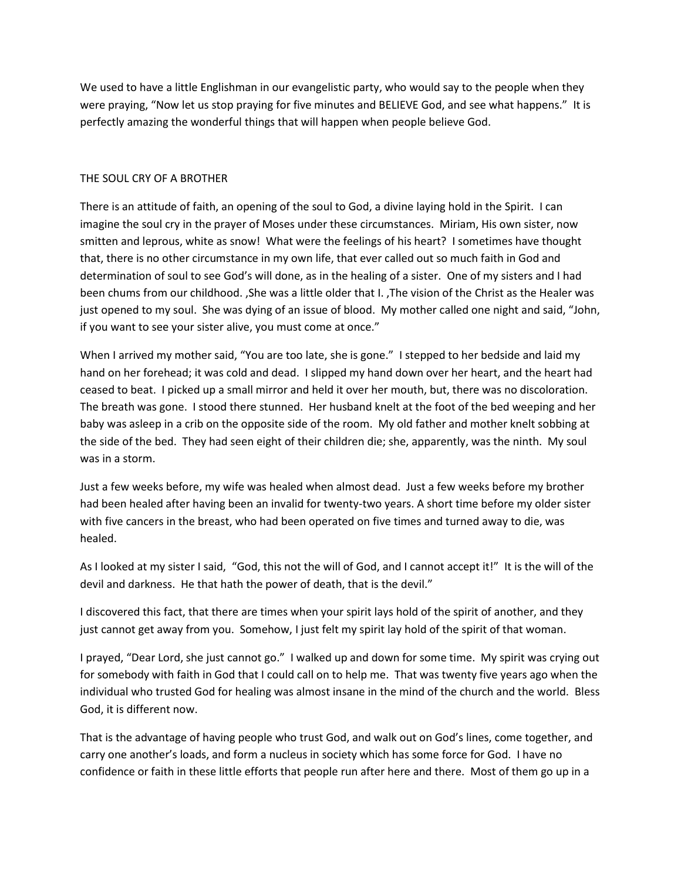We used to have a little Englishman in our evangelistic party, who would say to the people when they were praying, “Now let us stop praying for five minutes and BELIEVE God, and see what happens.” It is perfectly amazing the wonderful things that will happen when people believe God.

## THE SOUL CRY OF A BROTHER

There is an attitude of faith, an opening of the soul to God, a divine laying hold in the Spirit. I can imagine the soul cry in the prayer of Moses under these circumstances. Miriam, His own sister, now smitten and leprous, white as snow! What were the feelings of his heart? I sometimes have thought that, there is no other circumstance in my own life, that ever called out so much faith in God and determination of soul to see God’s will done, as in the healing of a sister. One of my sisters and I had been chums from our childhood. ,She was a little older that I. ,The vision of the Christ as the Healer was just opened to my soul. She was dying of an issue of blood. My mother called one night and said, “John, if you want to see your sister alive, you must come at once.”

When I arrived my mother said, “You are too late, she is gone.” I stepped to her bedside and laid my hand on her forehead; it was cold and dead. I slipped my hand down over her heart, and the heart had ceased to beat. I picked up a small mirror and held it over her mouth, but, there was no discoloration. The breath was gone. I stood there stunned. Her husband knelt at the foot of the bed weeping and her baby was asleep in a crib on the opposite side of the room. My old father and mother knelt sobbing at the side of the bed. They had seen eight of their children die; she, apparently, was the ninth. My soul was in a storm.

Just a few weeks before, my wife was healed when almost dead. Just a few weeks before my brother had been healed after having been an invalid for twenty-two years. A short time before my older sister with five cancers in the breast, who had been operated on five times and turned away to die, was healed.

As I looked at my sister I said, “God, this not the will of God, and I cannot accept it!” It is the will of the devil and darkness. He that hath the power of death, that is the devil.”

I discovered this fact, that there are times when your spirit lays hold of the spirit of another, and they just cannot get away from you. Somehow, I just felt my spirit lay hold of the spirit of that woman.

I prayed, “Dear Lord, she just cannot go.” I walked up and down for some time. My spirit was crying out for somebody with faith in God that I could call on to help me. That was twenty five years ago when the individual who trusted God for healing was almost insane in the mind of the church and the world. Bless God, it is different now.

That is the advantage of having people who trust God, and walk out on God’s lines, come together, and carry one another’s loads, and form a nucleus in society which has some force for God. I have no confidence or faith in these little efforts that people run after here and there. Most of them go up in a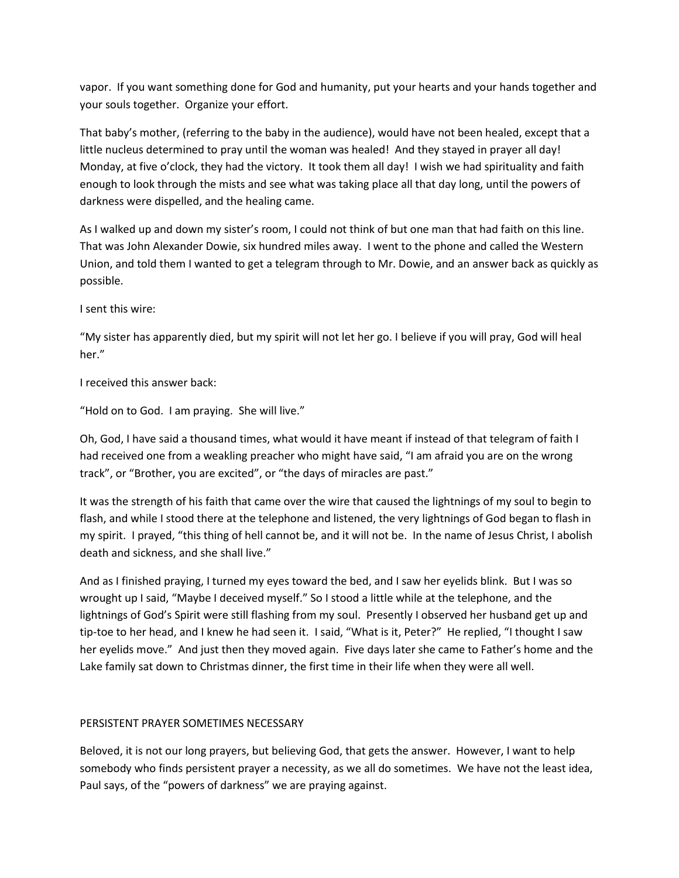vapor. If you want something done for God and humanity, put your hearts and your hands together and your souls together. Organize your effort.

That baby's mother, (referring to the baby in the audience), would have not been healed, except that a little nucleus determined to pray until the woman was healed! And they stayed in prayer all day! Monday, at five o'clock, they had the victory. It took them all day! I wish we had spirituality and faith enough to look through the mists and see what was taking place all that day long, until the powers of darkness were dispelled, and the healing came.

As I walked up and down my sister's room, I could not think of but one man that had faith on this line. That was John Alexander Dowie, six hundred miles away. I went to the phone and called the Western Union, and told them I wanted to get a telegram through to Mr. Dowie, and an answer back as quickly as possible.

I sent this wire:

"My sister has apparently died, but my spirit will not let her go. I believe if you will pray, God will heal her."

I received this answer back:

"Hold on to God. I am praying. She will live."

Oh, God, I have said a thousand times, what would it have meant if instead of that telegram of faith I had received one from a weakling preacher who might have said, "I am afraid you are on the wrong track", or "Brother, you are excited", or "the days of miracles are past."

It was the strength of his faith that came over the wire that caused the lightnings of my soul to begin to flash, and while I stood there at the telephone and listened, the very lightnings of God began to flash in my spirit. I prayed, "this thing of hell cannot be, and it will not be. In the name of Jesus Christ, I abolish death and sickness, and she shall live."

And as I finished praying, I turned my eyes toward the bed, and I saw her eyelids blink. But I was so wrought up I said, "Maybe I deceived myself." So I stood a little while at the telephone, and the lightnings of God's Spirit were still flashing from my soul. Presently I observed her husband get up and tip-toe to her head, and I knew he had seen it. I said, "What is it, Peter?" He replied, "I thought I saw her eyelids move." And just then they moved again. Five days later she came to Father's home and the Lake family sat down to Christmas dinner, the first time in their life when they were all well.

## PERSISTENT PRAYER SOMETIMES NECESSARY

Beloved, it is not our long prayers, but believing God, that gets the answer. However, I want to help somebody who finds persistent prayer a necessity, as we all do sometimes. We have not the least idea, Paul says, of the "powers of darkness" we are praying against.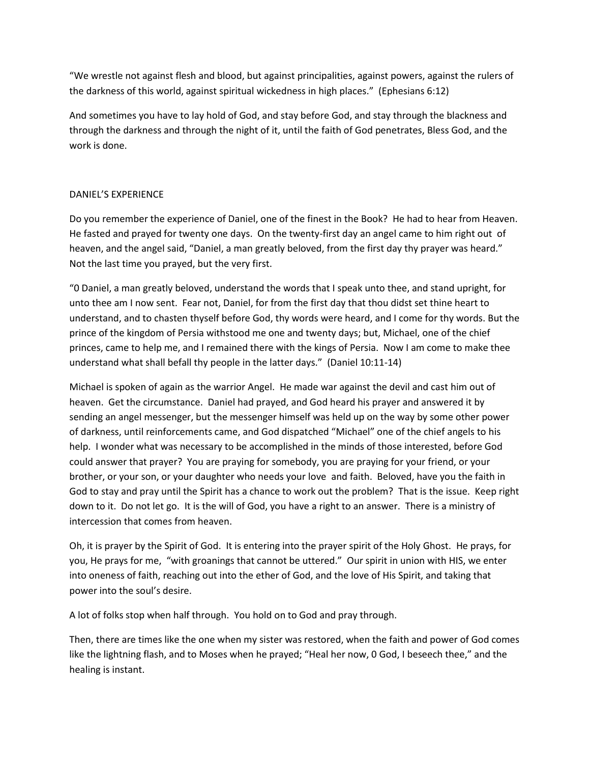"We wrestle not against flesh and blood, but against principalities, against powers, against the rulers of the darkness of this world, against spiritual wickedness in high places." (Ephesians 6:12)

And sometimes you have to lay hold of God, and stay before God, and stay through the blackness and through the darkness and through the night of it, until the faith of God penetrates, Bless God, and the work is done.

## DANIEL'S EXPERIENCE

Do you remember the experience of Daniel, one of the finest in the Book? He had to hear from Heaven. He fasted and prayed for twenty one days. On the twenty-first day an angel came to him right out of heaven, and the angel said, "Daniel, a man greatly beloved, from the first day thy prayer was heard." Not the last time you prayed, but the very first.

"0 Daniel, a man greatly beloved, understand the words that I speak unto thee, and stand upright, for unto thee am I now sent. Fear not, Daniel, for from the first day that thou didst set thine heart to understand, and to chasten thyself before God, thy words were heard, and I come for thy words. But the prince of the kingdom of Persia withstood me one and twenty days; but, Michael, one of the chief princes, came to help me, and I remained there with the kings of Persia. Now I am come to make thee understand what shall befall thy people in the latter days." (Daniel 10:11-14)

Michael is spoken of again as the warrior Angel. He made war against the devil and cast him out of heaven. Get the circumstance. Daniel had prayed, and God heard his prayer and answered it by sending an angel messenger, but the messenger himself was held up on the way by some other power of darkness, until reinforcements came, and God dispatched "Michael" one of the chief angels to his help. I wonder what was necessary to be accomplished in the minds of those interested, before God could answer that prayer? You are praying for somebody, you are praying for your friend, or your brother, or your son, or your daughter who needs your love and faith. Beloved, have you the faith in God to stay and pray until the Spirit has a chance to work out the problem? That is the issue. Keep right down to it. Do not let go. It is the will of God, you have a right to an answer. There is a ministry of intercession that comes from heaven.

Oh, it is prayer by the Spirit of God. It is entering into the prayer spirit of the Holy Ghost. He prays, for you, He prays for me, "with groanings that cannot be uttered." Our spirit in union with HIS, we enter into oneness of faith, reaching out into the ether of God, and the love of His Spirit, and taking that power into the soul's desire.

A lot of folks stop when half through. You hold on to God and pray through.

Then, there are times like the one when my sister was restored, when the faith and power of God comes like the lightning flash, and to Moses when he prayed; "Heal her now, 0 God, I beseech thee," and the healing is instant.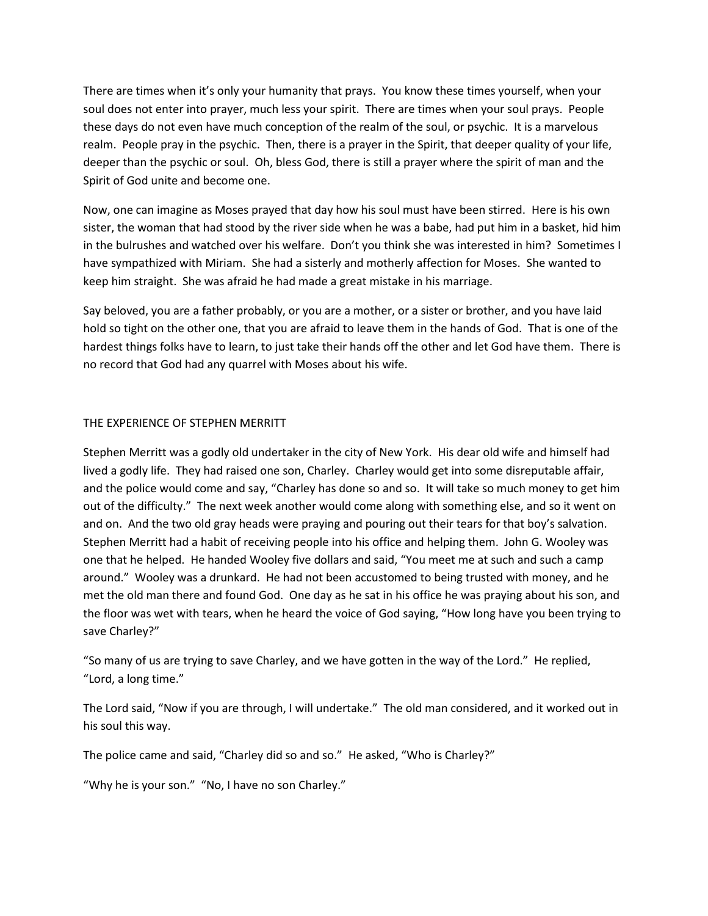There are times when it's only your humanity that prays. You know these times yourself, when your soul does not enter into prayer, much less your spirit. There are times when your soul prays. People these days do not even have much conception of the realm of the soul, or psychic. It is a marvelous realm. People pray in the psychic. Then, there is a prayer in the Spirit, that deeper quality of your life, deeper than the psychic or soul. Oh, bless God, there is still a prayer where the spirit of man and the Spirit of God unite and become one.

Now, one can imagine as Moses prayed that day how his soul must have been stirred. Here is his own sister, the woman that had stood by the river side when he was a babe, had put him in a basket, hid him in the bulrushes and watched over his welfare. Don't you think she was interested in him? Sometimes I have sympathized with Miriam. She had a sisterly and motherly affection for Moses. She wanted to keep him straight. She was afraid he had made a great mistake in his marriage.

Say beloved, you are a father probably, or you are a mother, or a sister or brother, and you have laid hold so tight on the other one, that you are afraid to leave them in the hands of God. That is one of the hardest things folks have to learn, to just take their hands off the other and let God have them. There is no record that God had any quarrel with Moses about his wife.

## THE EXPERIENCE OF STEPHEN MERRITT

Stephen Merritt was a godly old undertaker in the city of New York. His dear old wife and himself had lived a godly life. They had raised one son, Charley. Charley would get into some disreputable affair, and the police would come and say, "Charley has done so and so. It will take so much money to get him out of the difficulty." The next week another would come along with something else, and so it went on and on. And the two old gray heads were praying and pouring out their tears for that boy's salvation. Stephen Merritt had a habit of receiving people into his office and helping them. John G. Wooley was one that he helped. He handed Wooley five dollars and said, "You meet me at such and such a camp around." Wooley was a drunkard. He had not been accustomed to being trusted with money, and he met the old man there and found God. One day as he sat in his office he was praying about his son, and the floor was wet with tears, when he heard the voice of God saying, "How long have you been trying to save Charley?"

"So many of us are trying to save Charley, and we have gotten in the way of the Lord." He replied, "Lord, a long time."

The Lord said, "Now if you are through, I will undertake." The old man considered, and it worked out in his soul this way.

The police came and said, "Charley did so and so." He asked, "Who is Charley?"

"Why he is your son." "No, I have no son Charley."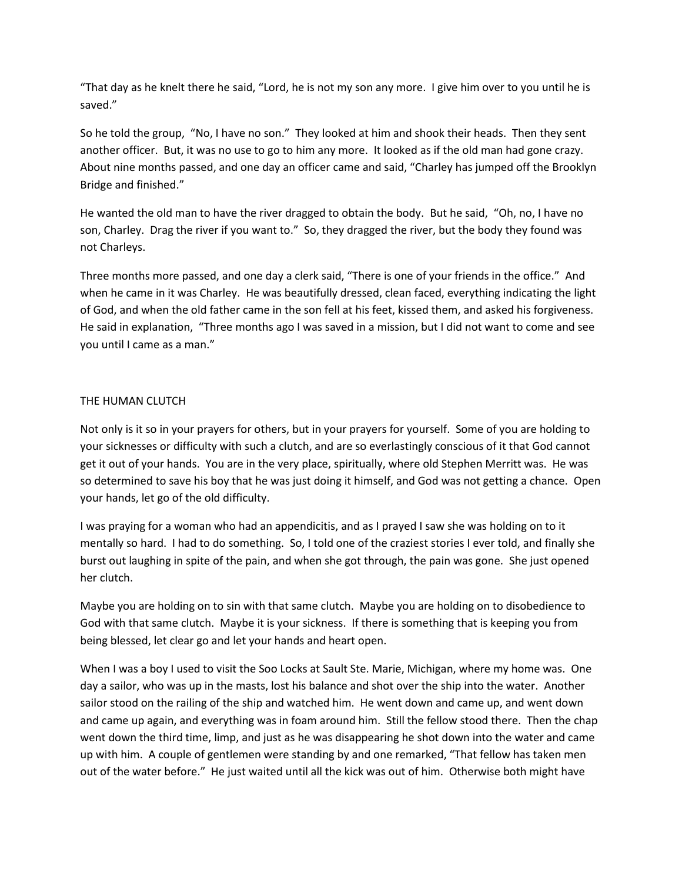"That day as he knelt there he said, "Lord, he is not my son any more. I give him over to you until he is saved."

So he told the group, "No, I have no son." They looked at him and shook their heads. Then they sent another officer. But, it was no use to go to him any more. It looked as if the old man had gone crazy. About nine months passed, and one day an officer came and said, "Charley has jumped off the Brooklyn Bridge and finished."

He wanted the old man to have the river dragged to obtain the body. But he said, "Oh, no, I have no son, Charley. Drag the river if you want to." So, they dragged the river, but the body they found was not Charleys.

Three months more passed, and one day a clerk said, "There is one of your friends in the office." And when he came in it was Charley. He was beautifully dressed, clean faced, everything indicating the light of God, and when the old father came in the son fell at his feet, kissed them, and asked his forgiveness. He said in explanation, "Three months ago I was saved in a mission, but I did not want to come and see you until I came as a man."

## THE HUMAN CLUTCH

Not only is it so in your prayers for others, but in your prayers for yourself. Some of you are holding to your sicknesses or difficulty with such a clutch, and are so everlastingly conscious of it that God cannot get it out of your hands. You are in the very place, spiritually, where old Stephen Merritt was. He was so determined to save his boy that he was just doing it himself, and God was not getting a chance. Open your hands, let go of the old difficulty.

I was praying for a woman who had an appendicitis, and as I prayed I saw she was holding on to it mentally so hard. I had to do something. So, I told one of the craziest stories I ever told, and finally she burst out laughing in spite of the pain, and when she got through, the pain was gone. She just opened her clutch.

Maybe you are holding on to sin with that same clutch. Maybe you are holding on to disobedience to God with that same clutch. Maybe it is your sickness. If there is something that is keeping you from being blessed, let clear go and let your hands and heart open.

When I was a boy I used to visit the Soo Locks at Sault Ste. Marie, Michigan, where my home was. One day a sailor, who was up in the masts, lost his balance and shot over the ship into the water. Another sailor stood on the railing of the ship and watched him. He went down and came up, and went down and came up again, and everything was in foam around him. Still the fellow stood there. Then the chap went down the third time, limp, and just as he was disappearing he shot down into the water and came up with him. A couple of gentlemen were standing by and one remarked, "That fellow has taken men out of the water before." He just waited until all the kick was out of him. Otherwise both might have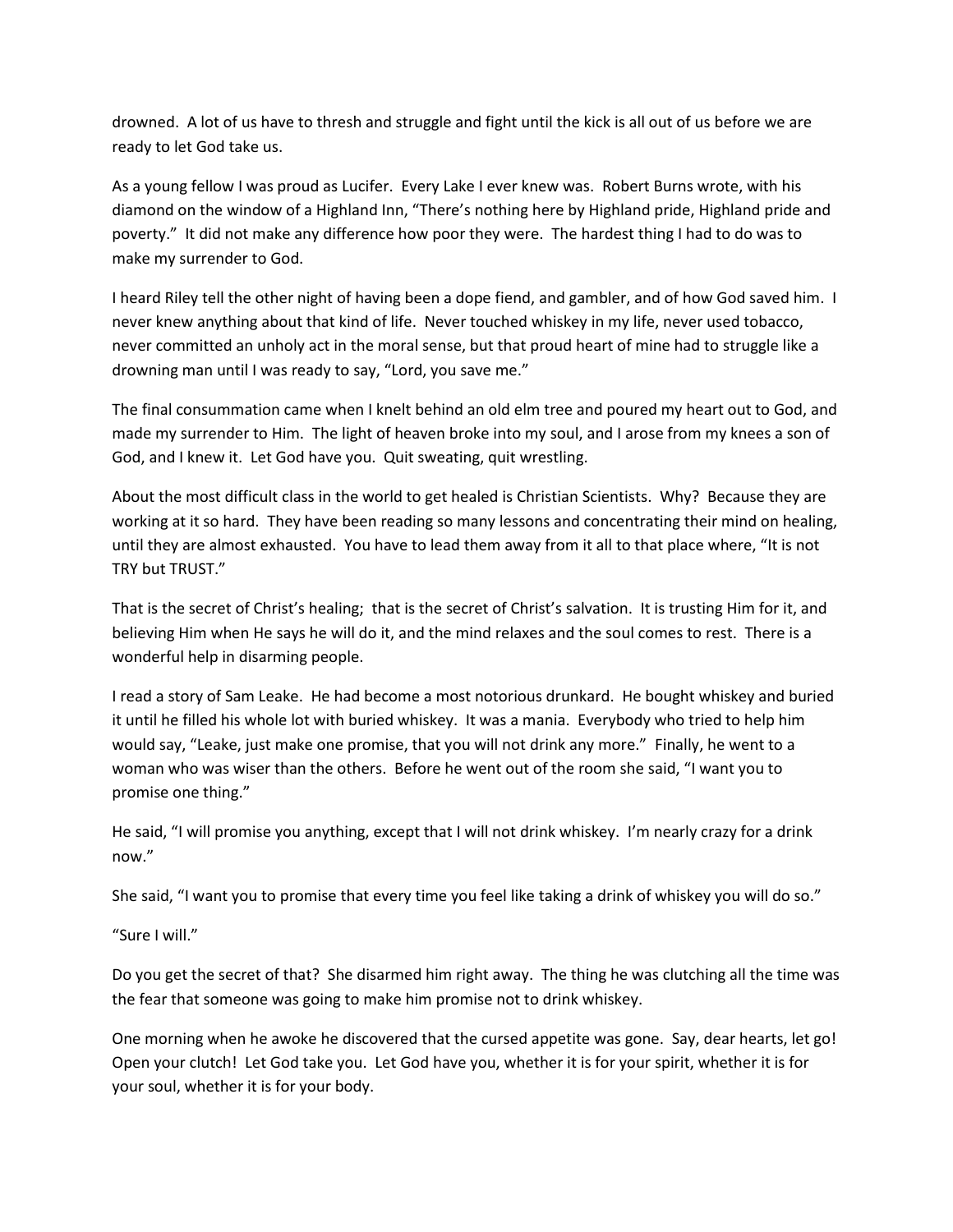drowned. A lot of us have to thresh and struggle and fight until the kick is all out of us before we are ready to let God take us.

As a young fellow I was proud as Lucifer. Every Lake I ever knew was. Robert Burns wrote, with his diamond on the window of a Highland Inn, "There's nothing here by Highland pride, Highland pride and poverty." It did not make any difference how poor they were. The hardest thing I had to do was to make my surrender to God.

I heard Riley tell the other night of having been a dope fiend, and gambler, and of how God saved him. I never knew anything about that kind of life. Never touched whiskey in my life, never used tobacco, never committed an unholy act in the moral sense, but that proud heart of mine had to struggle like a drowning man until I was ready to say, "Lord, you save me."

The final consummation came when I knelt behind an old elm tree and poured my heart out to God, and made my surrender to Him. The light of heaven broke into my soul, and I arose from my knees a son of God, and I knew it. Let God have you. Quit sweating, quit wrestling.

About the most difficult class in the world to get healed is Christian Scientists. Why? Because they are working at it so hard. They have been reading so many lessons and concentrating their mind on healing, until they are almost exhausted. You have to lead them away from it all to that place where, "It is not TRY but TRUST."

That is the secret of Christ's healing; that is the secret of Christ's salvation. It is trusting Him for it, and believing Him when He says he will do it, and the mind relaxes and the soul comes to rest. There is a wonderful help in disarming people.

I read a story of Sam Leake. He had become a most notorious drunkard. He bought whiskey and buried it until he filled his whole lot with buried whiskey. It was a mania. Everybody who tried to help him would say, "Leake, just make one promise, that you will not drink any more." Finally, he went to a woman who was wiser than the others. Before he went out of the room she said, "I want you to promise one thing."

He said, "I will promise you anything, except that I will not drink whiskey. I'm nearly crazy for a drink now."

She said, "I want you to promise that every time you feel like taking a drink of whiskey you will do so."

"Sure I will."

Do you get the secret of that? She disarmed him right away. The thing he was clutching all the time was the fear that someone was going to make him promise not to drink whiskey.

One morning when he awoke he discovered that the cursed appetite was gone. Say, dear hearts, let go! Open your clutch! Let God take you. Let God have you, whether it is for your spirit, whether it is for your soul, whether it is for your body.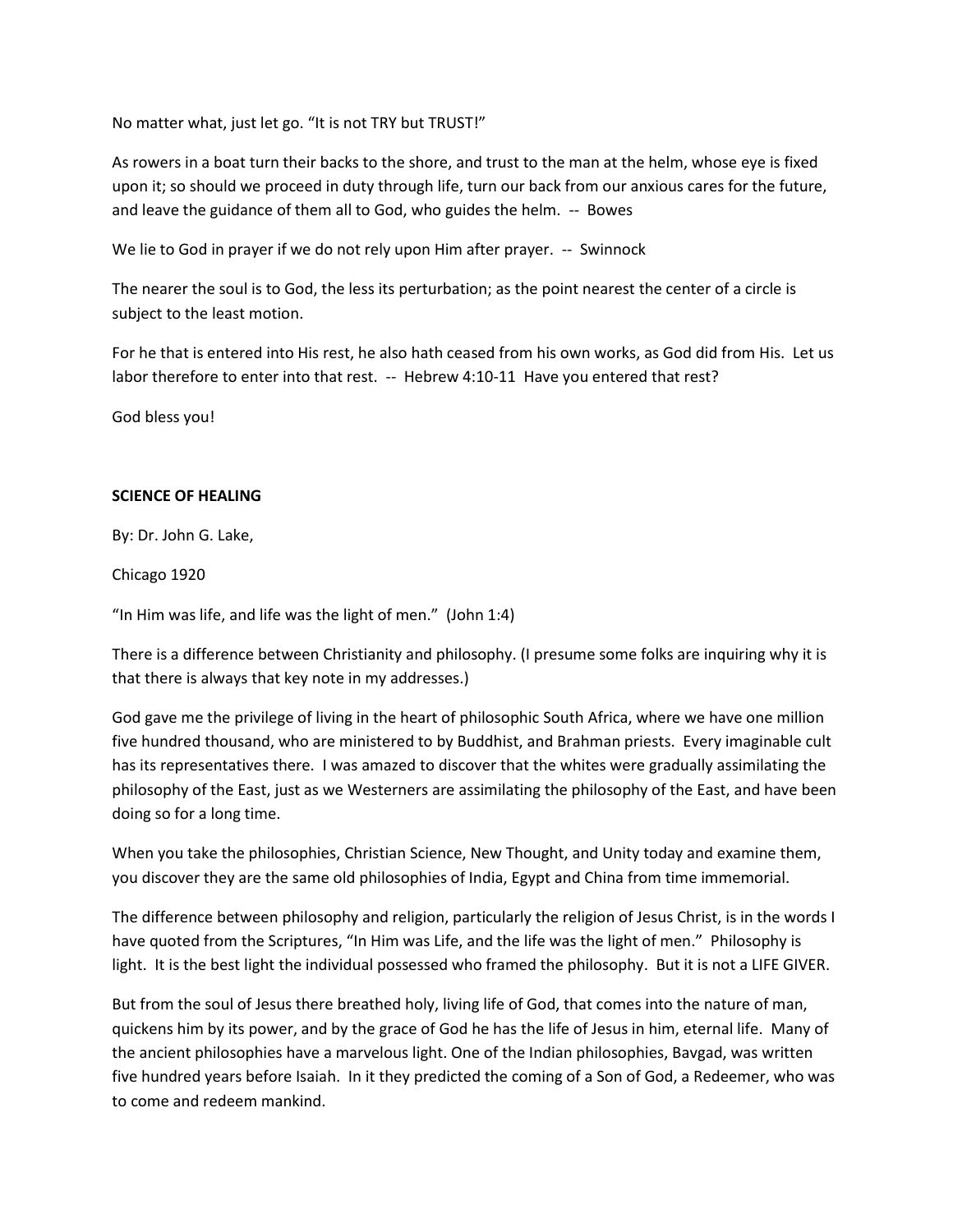No matter what, just let go. "It is not TRY but TRUST!"

As rowers in a boat turn their backs to the shore, and trust to the man at the helm, whose eye is fixed upon it; so should we proceed in duty through life, turn our back from our anxious cares for the future, and leave the guidance of them all to God, who guides the helm. -- Bowes

We lie to God in prayer if we do not rely upon Him after prayer. -- Swinnock

The nearer the soul is to God, the less its perturbation; as the point nearest the center of a circle is subject to the least motion.

For he that is entered into His rest, he also hath ceased from his own works, as God did from His. Let us labor therefore to enter into that rest. -- Hebrew 4:10-11 Have you entered that rest?

God bless you!

## SCIENCE OF HEALING

By: Dr. John G. Lake,

Chicago 1920

"In Him was life, and life was the light of men." (John 1:4)

There is a difference between Christianity and philosophy. (I presume some folks are inquiring why it is that there is always that key note in my addresses.)

God gave me the privilege of living in the heart of philosophic South Africa, where we have one million five hundred thousand, who are ministered to by Buddhist, and Brahman priests. Every imaginable cult has its representatives there. I was amazed to discover that the whites were gradually assimilating the philosophy of the East, just as we Westerners are assimilating the philosophy of the East, and have been doing so for a long time.

When you take the philosophies, Christian Science, New Thought, and Unity today and examine them, you discover they are the same old philosophies of India, Egypt and China from time immemorial.

The difference between philosophy and religion, particularly the religion of Jesus Christ, is in the words I have quoted from the Scriptures, "In Him was Life, and the life was the light of men." Philosophy is light. It is the best light the individual possessed who framed the philosophy. But it is not a LIFE GIVER.

But from the soul of Jesus there breathed holy, living life of God, that comes into the nature of man, quickens him by its power, and by the grace of God he has the life of Jesus in him, eternal life. Many of the ancient philosophies have a marvelous light. One of the Indian philosophies, Bavgad, was written five hundred years before Isaiah. In it they predicted the coming of a Son of God, a Redeemer, who was to come and redeem mankind.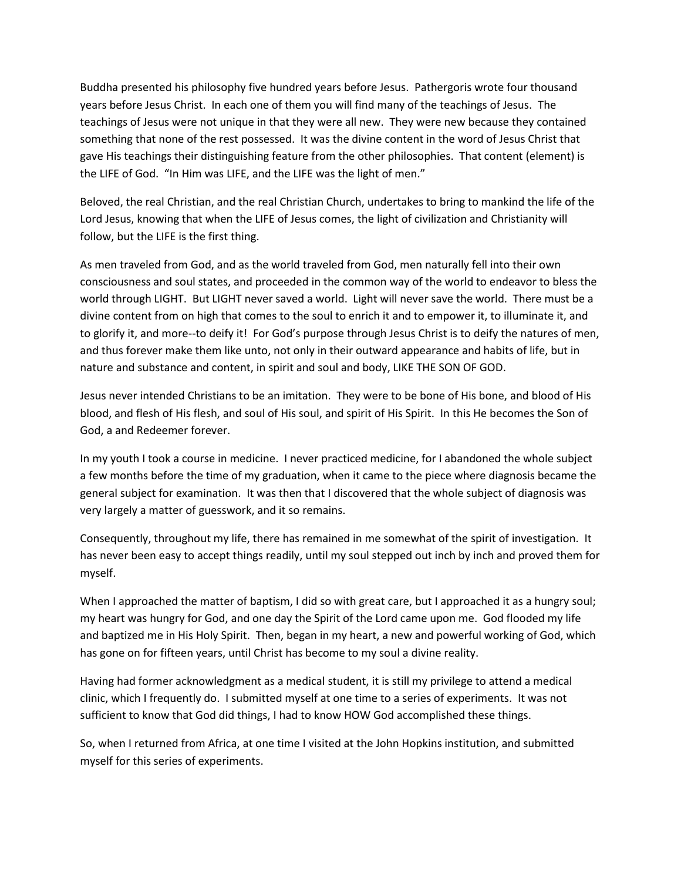Buddha presented his philosophy five hundred years before Jesus. Pathergoris wrote four thousand years before Jesus Christ. In each one of them you will find many of the teachings of Jesus. The teachings of Jesus were not unique in that they were all new. They were new because they contained something that none of the rest possessed. It was the divine content in the word of Jesus Christ that gave His teachings their distinguishing feature from the other philosophies. That content (element) is the LIFE of God. "In Him was LIFE, and the LIFE was the light of men."

Beloved, the real Christian, and the real Christian Church, undertakes to bring to mankind the life of the Lord Jesus, knowing that when the LIFE of Jesus comes, the light of civilization and Christianity will follow, but the LIFE is the first thing.

As men traveled from God, and as the world traveled from God, men naturally fell into their own consciousness and soul states, and proceeded in the common way of the world to endeavor to bless the world through LIGHT. But LIGHT never saved a world. Light will never save the world. There must be a divine content from on high that comes to the soul to enrich it and to empower it, to illuminate it, and to glorify it, and more--to deify it! For God's purpose through Jesus Christ is to deify the natures of men, and thus forever make them like unto, not only in their outward appearance and habits of life, but in nature and substance and content, in spirit and soul and body, LIKE THE SON OF GOD.

Jesus never intended Christians to be an imitation. They were to be bone of His bone, and blood of His blood, and flesh of His flesh, and soul of His soul, and spirit of His Spirit. In this He becomes the Son of God, a and Redeemer forever.

In my youth I took a course in medicine. I never practiced medicine, for I abandoned the whole subject a few months before the time of my graduation, when it came to the piece where diagnosis became the general subject for examination. It was then that I discovered that the whole subject of diagnosis was very largely a matter of guesswork, and it so remains.

Consequently, throughout my life, there has remained in me somewhat of the spirit of investigation. It has never been easy to accept things readily, until my soul stepped out inch by inch and proved them for myself.

When I approached the matter of baptism, I did so with great care, but I approached it as a hungry soul; my heart was hungry for God, and one day the Spirit of the Lord came upon me. God flooded my life and baptized me in His Holy Spirit. Then, began in my heart, a new and powerful working of God, which has gone on for fifteen years, until Christ has become to my soul a divine reality.

Having had former acknowledgment as a medical student, it is still my privilege to attend a medical clinic, which I frequently do. I submitted myself at one time to a series of experiments. It was not sufficient to know that God did things, I had to know HOW God accomplished these things.

So, when I returned from Africa, at one time I visited at the John Hopkins institution, and submitted myself for this series of experiments.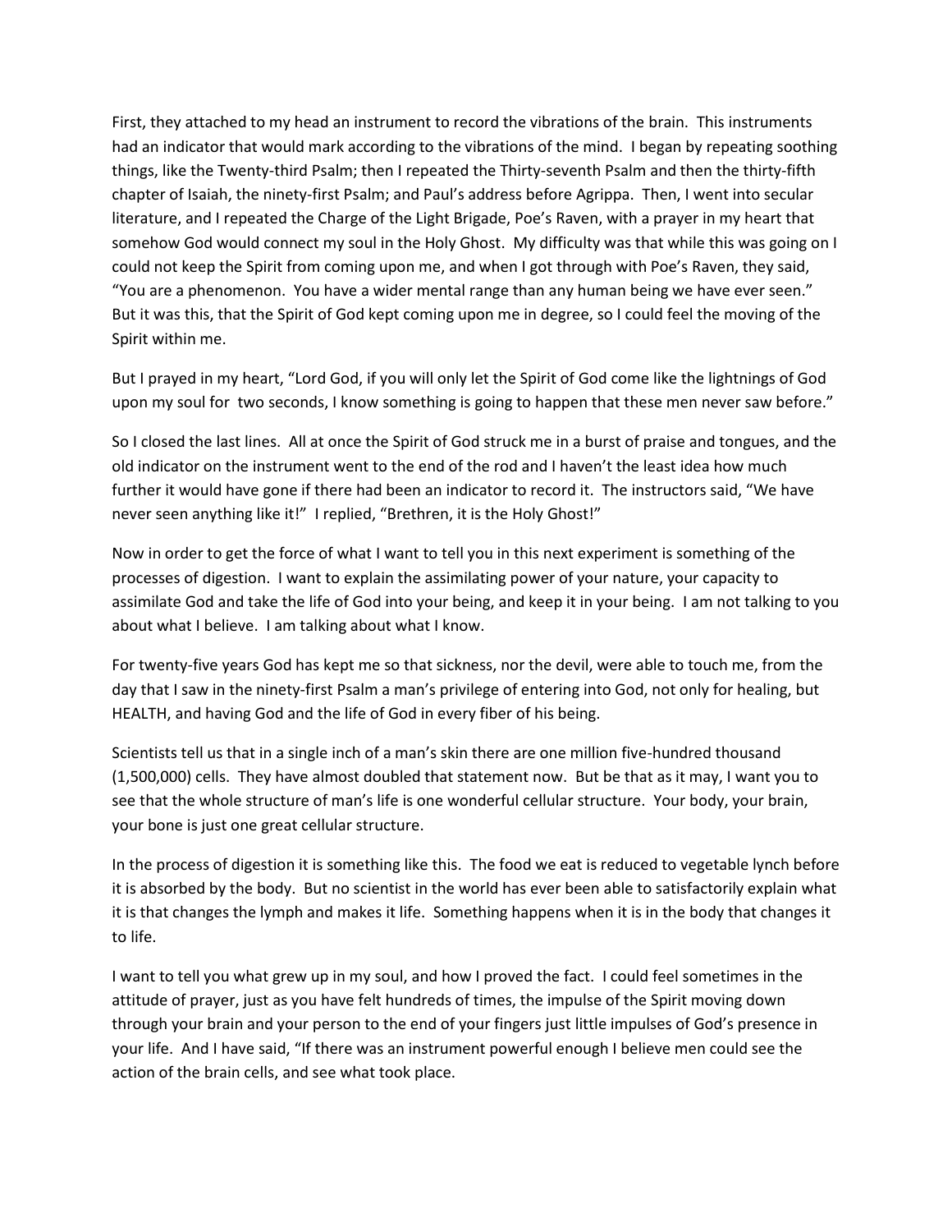First, they attached to my head an instrument to record the vibrations of the brain. This instruments had an indicator that would mark according to the vibrations of the mind. I began by repeating soothing things, like the Twenty-third Psalm; then I repeated the Thirty-seventh Psalm and then the thirty-fifth chapter of Isaiah, the ninety-first Psalm; and Paul's address before Agrippa. Then, I went into secular literature, and I repeated the Charge of the Light Brigade, Poe's Raven, with a prayer in my heart that somehow God would connect my soul in the Holy Ghost. My difficulty was that while this was going on I could not keep the Spirit from coming upon me, and when I got through with Poe's Raven, they said, "You are a phenomenon. You have a wider mental range than any human being we have ever seen." But it was this, that the Spirit of God kept coming upon me in degree, so I could feel the moving of the Spirit within me.

But I prayed in my heart, "Lord God, if you will only let the Spirit of God come like the lightnings of God upon my soul for two seconds, I know something is going to happen that these men never saw before."

So I closed the last lines. All at once the Spirit of God struck me in a burst of praise and tongues, and the old indicator on the instrument went to the end of the rod and I haven't the least idea how much further it would have gone if there had been an indicator to record it. The instructors said, "We have never seen anything like it!" I replied, "Brethren, it is the Holy Ghost!"

Now in order to get the force of what I want to tell you in this next experiment is something of the processes of digestion. I want to explain the assimilating power of your nature, your capacity to assimilate God and take the life of God into your being, and keep it in your being. I am not talking to you about what I believe. I am talking about what I know.

For twenty-five years God has kept me so that sickness, nor the devil, were able to touch me, from the day that I saw in the ninety-first Psalm a man's privilege of entering into God, not only for healing, but HEALTH, and having God and the life of God in every fiber of his being.

Scientists tell us that in a single inch of a man's skin there are one million five-hundred thousand (1,500,000) cells. They have almost doubled that statement now. But be that as it may, I want you to see that the whole structure of man's life is one wonderful cellular structure. Your body, your brain, your bone is just one great cellular structure.

In the process of digestion it is something like this. The food we eat is reduced to vegetable lynch before it is absorbed by the body. But no scientist in the world has ever been able to satisfactorily explain what it is that changes the lymph and makes it life. Something happens when it is in the body that changes it to life.

I want to tell you what grew up in my soul, and how I proved the fact. I could feel sometimes in the attitude of prayer, just as you have felt hundreds of times, the impulse of the Spirit moving down through your brain and your person to the end of your fingers just little impulses of God's presence in your life. And I have said, "If there was an instrument powerful enough I believe men could see the action of the brain cells, and see what took place.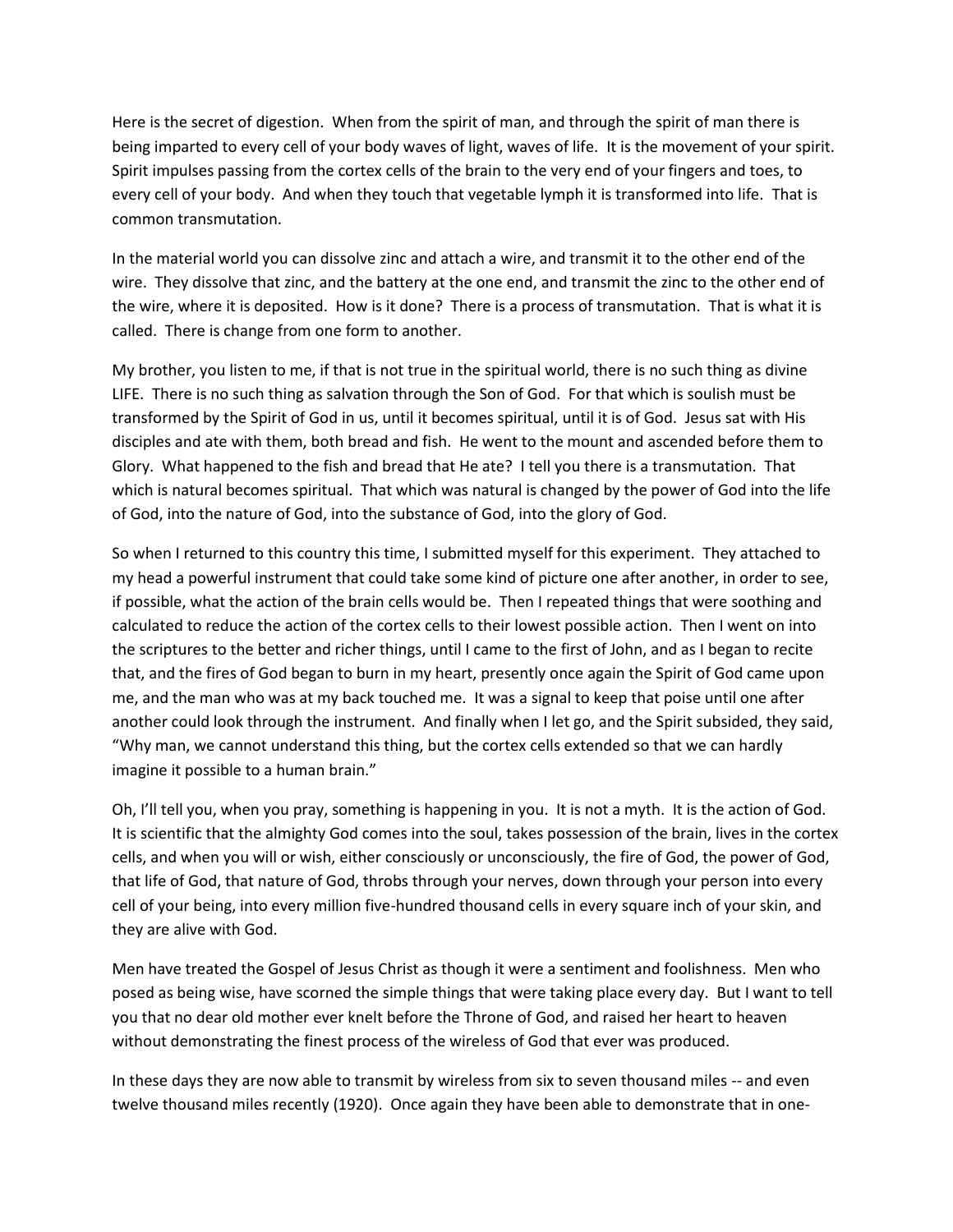Here is the secret of digestion. When from the spirit of man, and through the spirit of man there is being imparted to every cell of your body waves of light, waves of life. It is the movement of your spirit. Spirit impulses passing from the cortex cells of the brain to the very end of your fingers and toes, to every cell of your body. And when they touch that vegetable lymph it is transformed into life. That is common transmutation.

In the material world you can dissolve zinc and attach a wire, and transmit it to the other end of the wire. They dissolve that zinc, and the battery at the one end, and transmit the zinc to the other end of the wire, where it is deposited. How is it done? There is a process of transmutation. That is what it is called. There is change from one form to another.

My brother, you listen to me, if that is not true in the spiritual world, there is no such thing as divine LIFE. There is no such thing as salvation through the Son of God. For that which is soulish must be transformed by the Spirit of God in us, until it becomes spiritual, until it is of God. Jesus sat with His disciples and ate with them, both bread and fish. He went to the mount and ascended before them to Glory. What happened to the fish and bread that He ate? I tell you there is a transmutation. That which is natural becomes spiritual. That which was natural is changed by the power of God into the life of God, into the nature of God, into the substance of God, into the glory of God.

So when I returned to this country this time, I submitted myself for this experiment. They attached to my head a powerful instrument that could take some kind of picture one after another, in order to see, if possible, what the action of the brain cells would be. Then I repeated things that were soothing and calculated to reduce the action of the cortex cells to their lowest possible action. Then I went on into the scriptures to the better and richer things, until I came to the first of John, and as I began to recite that, and the fires of God began to burn in my heart, presently once again the Spirit of God came upon me, and the man who was at my back touched me. It was a signal to keep that poise until one after another could look through the instrument. And finally when I let go, and the Spirit subsided, they said, "Why man, we cannot understand this thing, but the cortex cells extended so that we can hardly imagine it possible to a human brain."

Oh, I'll tell you, when you pray, something is happening in you. It is not a myth. It is the action of God. It is scientific that the almighty God comes into the soul, takes possession of the brain, lives in the cortex cells, and when you will or wish, either consciously or unconsciously, the fire of God, the power of God, that life of God, that nature of God, throbs through your nerves, down through your person into every cell of your being, into every million five-hundred thousand cells in every square inch of your skin, and they are alive with God.

Men have treated the Gospel of Jesus Christ as though it were a sentiment and foolishness. Men who posed as being wise, have scorned the simple things that were taking place every day. But I want to tell you that no dear old mother ever knelt before the Throne of God, and raised her heart to heaven without demonstrating the finest process of the wireless of God that ever was produced.

In these days they are now able to transmit by wireless from six to seven thousand miles -- and even twelve thousand miles recently (1920). Once again they have been able to demonstrate that in one-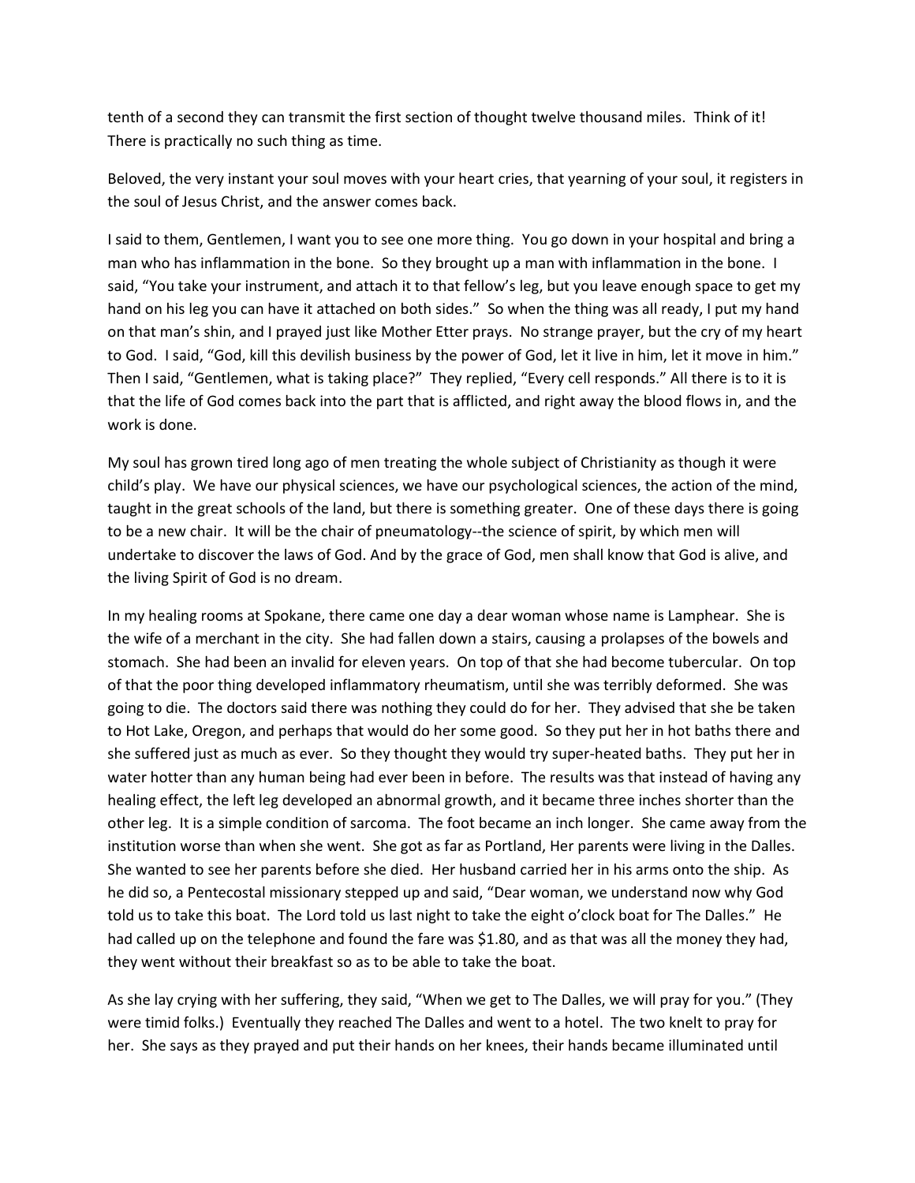tenth of a second they can transmit the first section of thought twelve thousand miles. Think of it! There is practically no such thing as time.

Beloved, the very instant your soul moves with your heart cries, that yearning of your soul, it registers in the soul of Jesus Christ, and the answer comes back.

I said to them, Gentlemen, I want you to see one more thing. You go down in your hospital and bring a man who has inflammation in the bone. So they brought up a man with inflammation in the bone. I said, "You take your instrument, and attach it to that fellow's leg, but you leave enough space to get my hand on his leg you can have it attached on both sides." So when the thing was all ready, I put my hand on that man's shin, and I prayed just like Mother Etter prays. No strange prayer, but the cry of my heart to God. I said, "God, kill this devilish business by the power of God, let it live in him, let it move in him." Then I said, "Gentlemen, what is taking place?" They replied, "Every cell responds." All there is to it is that the life of God comes back into the part that is afflicted, and right away the blood flows in, and the work is done.

My soul has grown tired long ago of men treating the whole subject of Christianity as though it were child's play. We have our physical sciences, we have our psychological sciences, the action of the mind, taught in the great schools of the land, but there is something greater. One of these days there is going to be a new chair. It will be the chair of pneumatology--the science of spirit, by which men will undertake to discover the laws of God. And by the grace of God, men shall know that God is alive, and the living Spirit of God is no dream.

In my healing rooms at Spokane, there came one day a dear woman whose name is Lamphear. She is the wife of a merchant in the city. She had fallen down a stairs, causing a prolapses of the bowels and stomach. She had been an invalid for eleven years. On top of that she had become tubercular. On top of that the poor thing developed inflammatory rheumatism, until she was terribly deformed. She was going to die. The doctors said there was nothing they could do for her. They advised that she be taken to Hot Lake, Oregon, and perhaps that would do her some good. So they put her in hot baths there and she suffered just as much as ever. So they thought they would try super-heated baths. They put her in water hotter than any human being had ever been in before. The results was that instead of having any healing effect, the left leg developed an abnormal growth, and it became three inches shorter than the other leg. It is a simple condition of sarcoma. The foot became an inch longer. She came away from the institution worse than when she went. She got as far as Portland, Her parents were living in the Dalles. She wanted to see her parents before she died. Her husband carried her in his arms onto the ship. As he did so, a Pentecostal missionary stepped up and said, "Dear woman, we understand now why God told us to take this boat. The Lord told us last night to take the eight o'clock boat for The Dalles." He had called up on the telephone and found the fare was $1.80, and as that was all the money they had, they went without their breakfast so as to be able to take the boat.

As she lay crying with her suffering, they said, "When we get to The Dalles, we will pray for you." (They were timid folks.) Eventually they reached The Dalles and went to a hotel. The two knelt to pray for her. She says as they prayed and put their hands on her knees, their hands became illuminated until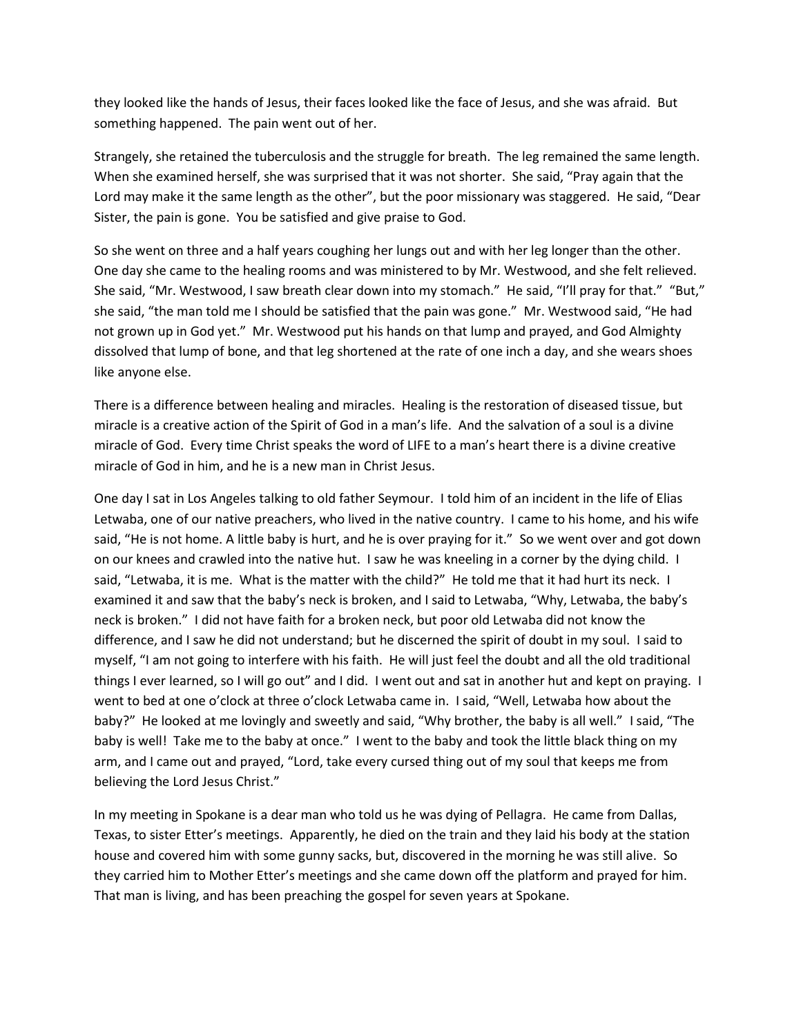they looked like the hands of Jesus, their faces looked like the face of Jesus, and she was afraid. But something happened. The pain went out of her.

Strangely, she retained the tuberculosis and the struggle for breath. The leg remained the same length. When she examined herself, she was surprised that it was not shorter. She said, "Pray again that the Lord may make it the same length as the other", but the poor missionary was staggered. He said, "Dear Sister, the pain is gone. You be satisfied and give praise to God.

So she went on three and a half years coughing her lungs out and with her leg longer than the other. One day she came to the healing rooms and was ministered to by Mr. Westwood, and she felt relieved. She said, "Mr. Westwood, I saw breath clear down into my stomach." He said, "I'll pray for that." "But," she said, "the man told me I should be satisfied that the pain was gone." Mr. Westwood said, "He had not grown up in God yet." Mr. Westwood put his hands on that lump and prayed, and God Almighty dissolved that lump of bone, and that leg shortened at the rate of one inch a day, and she wears shoes like anyone else.

There is a difference between healing and miracles. Healing is the restoration of diseased tissue, but miracle is a creative action of the Spirit of God in a man's life. And the salvation of a soul is a divine miracle of God. Every time Christ speaks the word of LIFE to a man's heart there is a divine creative miracle of God in him, and he is a new man in Christ Jesus.

One day I sat in Los Angeles talking to old father Seymour. I told him of an incident in the life of Elias Letwaba, one of our native preachers, who lived in the native country. I came to his home, and his wife said, "He is not home. A little baby is hurt, and he is over praying for it." So we went over and got down on our knees and crawled into the native hut. I saw he was kneeling in a corner by the dying child. I said, "Letwaba, it is me. What is the matter with the child?" He told me that it had hurt its neck. I examined it and saw that the baby's neck is broken, and I said to Letwaba, "Why, Letwaba, the baby's neck is broken." I did not have faith for a broken neck, but poor old Letwaba did not know the difference, and I saw he did not understand; but he discerned the spirit of doubt in my soul. I said to myself, "I am not going to interfere with his faith. He will just feel the doubt and all the old traditional things I ever learned, so I will go out" and I did. I went out and sat in another hut and kept on praying. I went to bed at one o'clock at three o'clock Letwaba came in. I said, "Well, Letwaba how about the baby?" He looked at me lovingly and sweetly and said, "Why brother, the baby is all well." I said, "The baby is well! Take me to the baby at once." I went to the baby and took the little black thing on my arm, and I came out and prayed, "Lord, take every cursed thing out of my soul that keeps me from believing the Lord Jesus Christ."

In my meeting in Spokane is a dear man who told us he was dying of Pellagra. He came from Dallas, Texas, to sister Etter's meetings. Apparently, he died on the train and they laid his body at the station house and covered him with some gunny sacks, but, discovered in the morning he was still alive. So they carried him to Mother Etter's meetings and she came down off the platform and prayed for him. That man is living, and has been preaching the gospel for seven years at Spokane.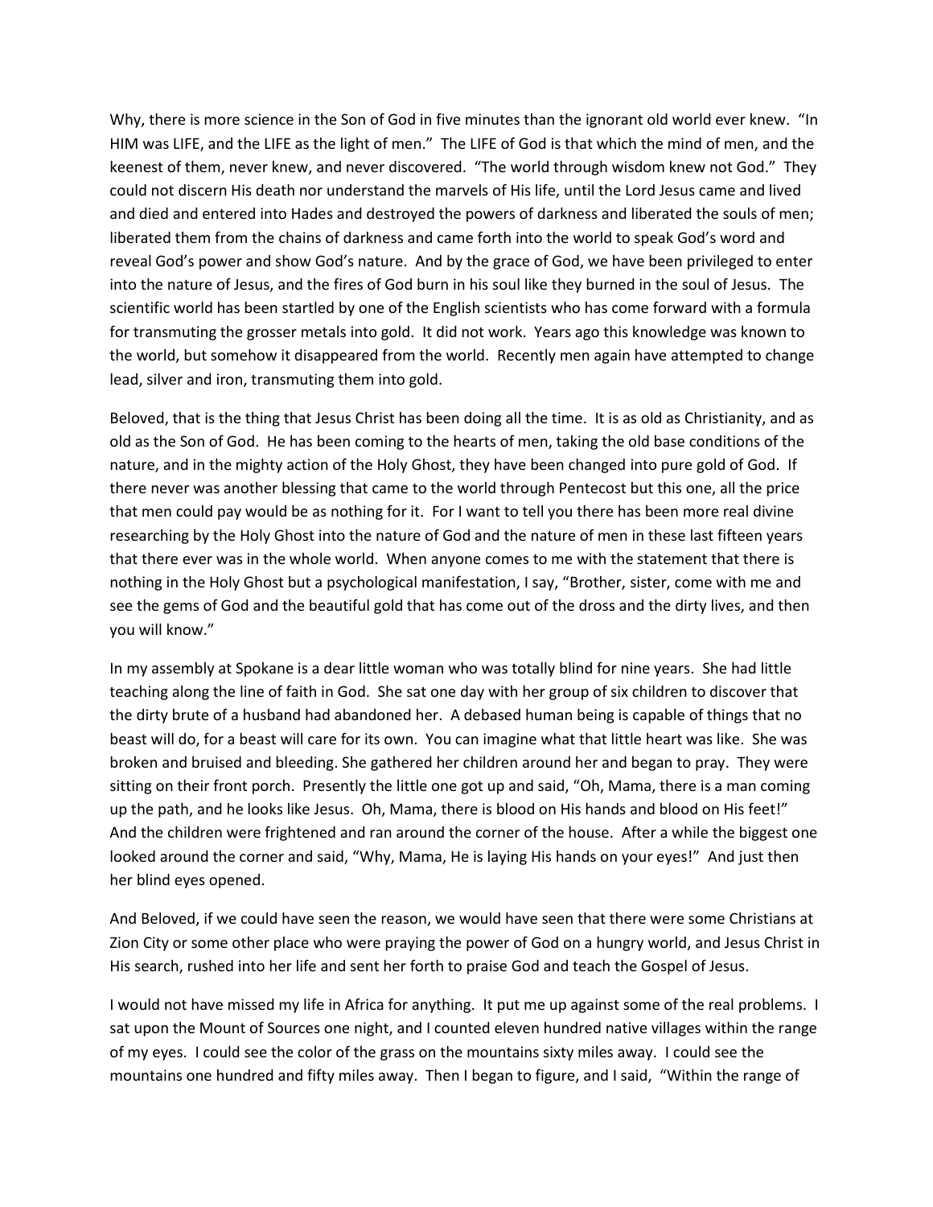Why, there is more science in the Son of God in five minutes than the ignorant old world ever knew. "In HIM was LIFE, and the LIFE as the light of men." The LIFE of God is that which the mind of men, and the keenest of them, never knew, and never discovered. "The world through wisdom knew not God." They could not discern His death nor understand the marvels of His life, until the Lord Jesus came and lived and died and entered into Hades and destroyed the powers of darkness and liberated the souls of men; liberated them from the chains of darkness and came forth into the world to speak God's word and reveal God's power and show God's nature. And by the grace of God, we have been privileged to enter into the nature of Jesus, and the fires of God burn in his soul like they burned in the soul of Jesus. The scientific world has been startled by one of the English scientists who has come forward with a formula for transmuting the grosser metals into gold. It did not work. Years ago this knowledge was known to the world, but somehow it disappeared from the world. Recently men again have attempted to change lead, silver and iron, transmuting them into gold.

Beloved, that is the thing that Jesus Christ has been doing all the time. It is as old as Christianity, and as old as the Son of God. He has been coming to the hearts of men, taking the old base conditions of the nature, and in the mighty action of the Holy Ghost, they have been changed into pure gold of God. If there never was another blessing that came to the world through Pentecost but this one, all the price that men could pay would be as nothing for it. For I want to tell you there has been more real divine researching by the Holy Ghost into the nature of God and the nature of men in these last fifteen years that there ever was in the whole world. When anyone comes to me with the statement that there is nothing in the Holy Ghost but a psychological manifestation, I say, "Brother, sister, come with me and see the gems of God and the beautiful gold that has come out of the dross and the dirty lives, and then you will know."

In my assembly at Spokane is a dear little woman who was totally blind for nine years. She had little teaching along the line of faith in God. She sat one day with her group of six children to discover that the dirty brute of a husband had abandoned her. A debased human being is capable of things that no beast will do, for a beast will care for its own. You can imagine what that little heart was like. She was broken and bruised and bleeding. She gathered her children around her and began to pray. They were sitting on their front porch. Presently the little one got up and said, "Oh, Mama, there is a man coming up the path, and he looks like Jesus. Oh, Mama, there is blood on His hands and blood on His feet!" And the children were frightened and ran around the corner of the house. After a while the biggest one looked around the corner and said, "Why, Mama, He is laying His hands on your eyes!" And just then her blind eyes opened.

And Beloved, if we could have seen the reason, we would have seen that there were some Christians at Zion City or some other place who were praying the power of God on a hungry world, and Jesus Christ in His search, rushed into her life and sent her forth to praise God and teach the Gospel of Jesus.

I would not have missed my life in Africa for anything. It put me up against some of the real problems. I sat upon the Mount of Sources one night, and I counted eleven hundred native villages within the range of my eyes. I could see the color of the grass on the mountains sixty miles away. I could see the mountains one hundred and fifty miles away. Then I began to figure, and I said, "Within the range of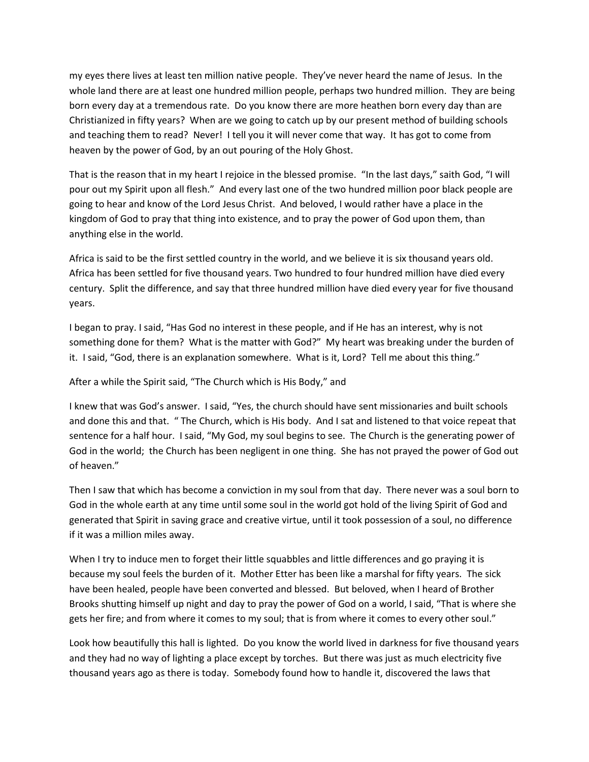my eyes there lives at least ten million native people. They've never heard the name of Jesus. In the whole land there are at least one hundred million people, perhaps two hundred million. They are being born every day at a tremendous rate. Do you know there are more heathen born every day than are Christianized in fifty years? When are we going to catch up by our present method of building schools and teaching them to read? Never! I tell you it will never come that way. It has got to come from heaven by the power of God, by an out pouring of the Holy Ghost.

That is the reason that in my heart I rejoice in the blessed promise. "In the last days," saith God, "I will pour out my Spirit upon all flesh." And every last one of the two hundred million poor black people are going to hear and know of the Lord Jesus Christ. And beloved, I would rather have a place in the kingdom of God to pray that thing into existence, and to pray the power of God upon them, than anything else in the world.

Africa is said to be the first settled country in the world, and we believe it is six thousand years old. Africa has been settled for five thousand years. Two hundred to four hundred million have died every century. Split the difference, and say that three hundred million have died every year for five thousand years.

I began to pray. I said, "Has God no interest in these people, and if He has an interest, why is not something done for them? What is the matter with God?" My heart was breaking under the burden of it. I said, "God, there is an explanation somewhere. What is it, Lord? Tell me about this thing."

After a while the Spirit said, "The Church which is His Body," and

I knew that was God's answer. I said, "Yes, the church should have sent missionaries and built schools and done this and that. " The Church, which is His body. And I sat and listened to that voice repeat that sentence for a half hour. I said, "My God, my soul begins to see. The Church is the generating power of God in the world; the Church has been negligent in one thing. She has not prayed the power of God out of heaven."

Then I saw that which has become a conviction in my soul from that day. There never was a soul born to God in the whole earth at any time until some soul in the world got hold of the living Spirit of God and generated that Spirit in saving grace and creative virtue, until it took possession of a soul, no difference if it was a million miles away.

When I try to induce men to forget their little squabbles and little differences and go praying it is because my soul feels the burden of it. Mother Etter has been like a marshal for fifty years. The sick have been healed, people have been converted and blessed. But beloved, when I heard of Brother Brooks shutting himself up night and day to pray the power of God on a world, I said, "That is where she gets her fire; and from where it comes to my soul; that is from where it comes to every other soul."

Look how beautifully this hall is lighted. Do you know the world lived in darkness for five thousand years and they had no way of lighting a place except by torches. But there was just as much electricity five thousand years ago as there is today. Somebody found how to handle it, discovered the laws that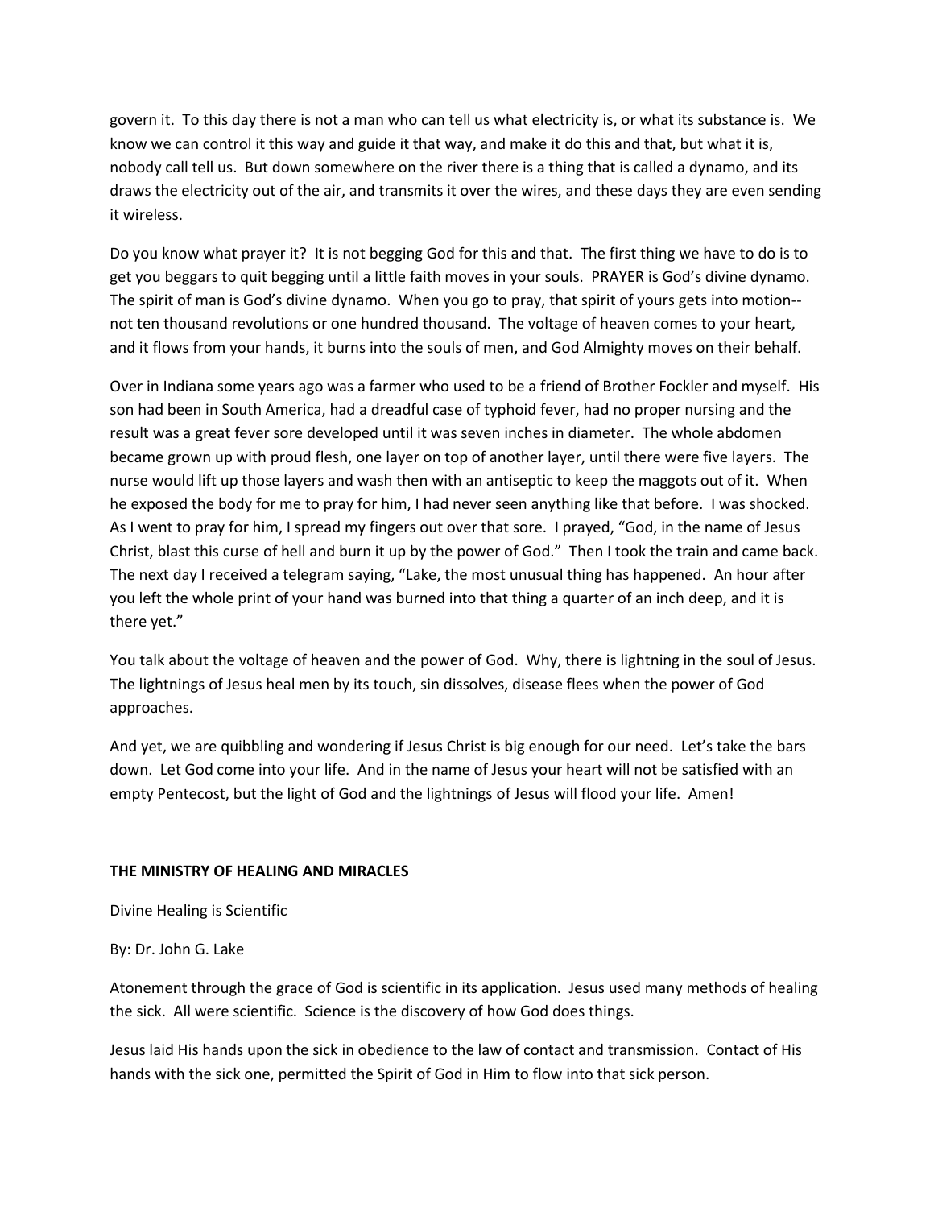govern it. To this day there is not a man who can tell us what electricity is, or what its substance is. We know we can control it this way and guide it that way, and make it do this and that, but what it is, nobody call tell us. But down somewhere on the river there is a thing that is called a dynamo, and its draws the electricity out of the air, and transmits it over the wires, and these days they are even sending it wireless.

Do you know what prayer it? It is not begging God for this and that. The first thing we have to do is to get you beggars to quit begging until a little faith moves in your souls. PRAYER is God's divine dynamo. The spirit of man is God's divine dynamo. When you go to pray, that spirit of yours gets into motion-- not ten thousand revolutions or one hundred thousand. The voltage of heaven comes to your heart, and it flows from your hands, it burns into the souls of men, and God Almighty moves on their behalf.

Over in Indiana some years ago was a farmer who used to be a friend of Brother Fockler and myself. His son had been in South America, had a dreadful case of typhoid fever, had no proper nursing and the result was a great fever sore developed until it was seven inches in diameter. The whole abdomen became grown up with proud flesh, one layer on top of another layer, until there were five layers. The nurse would lift up those layers and wash then with an antiseptic to keep the maggots out of it. When he exposed the body for me to pray for him, I had never seen anything like that before. I was shocked. As I went to pray for him, I spread my fingers out over that sore. I prayed, "God, in the name of Jesus Christ, blast this curse of hell and burn it up by the power of God." Then I took the train and came back. The next day I received a telegram saying, "Lake, the most unusual thing has happened. An hour after you left the whole print of your hand was burned into that thing a quarter of an inch deep, and it is there yet."

You talk about the voltage of heaven and the power of God. Why, there is lightning in the soul of Jesus. The lightnings of Jesus heal men by its touch, sin dissolves, disease flees when the power of God approaches.

And yet, we are quibbling and wondering if Jesus Christ is big enough for our need. Let's take the bars down. Let God come into your life. And in the name of Jesus your heart will not be satisfied with an empty Pentecost, but the light of God and the lightnings of Jesus will flood your life. Amen!

## THE MINISTRY OF HEALING AND MIRACLES

Divine Healing is Scientific

By: Dr. John G. Lake

Atonement through the grace of God is scientific in its application. Jesus used many methods of healing the sick. All were scientific. Science is the discovery of how God does things.

Jesus laid His hands upon the sick in obedience to the law of contact and transmission. Contact of His hands with the sick one, permitted the Spirit of God in Him to flow into that sick person.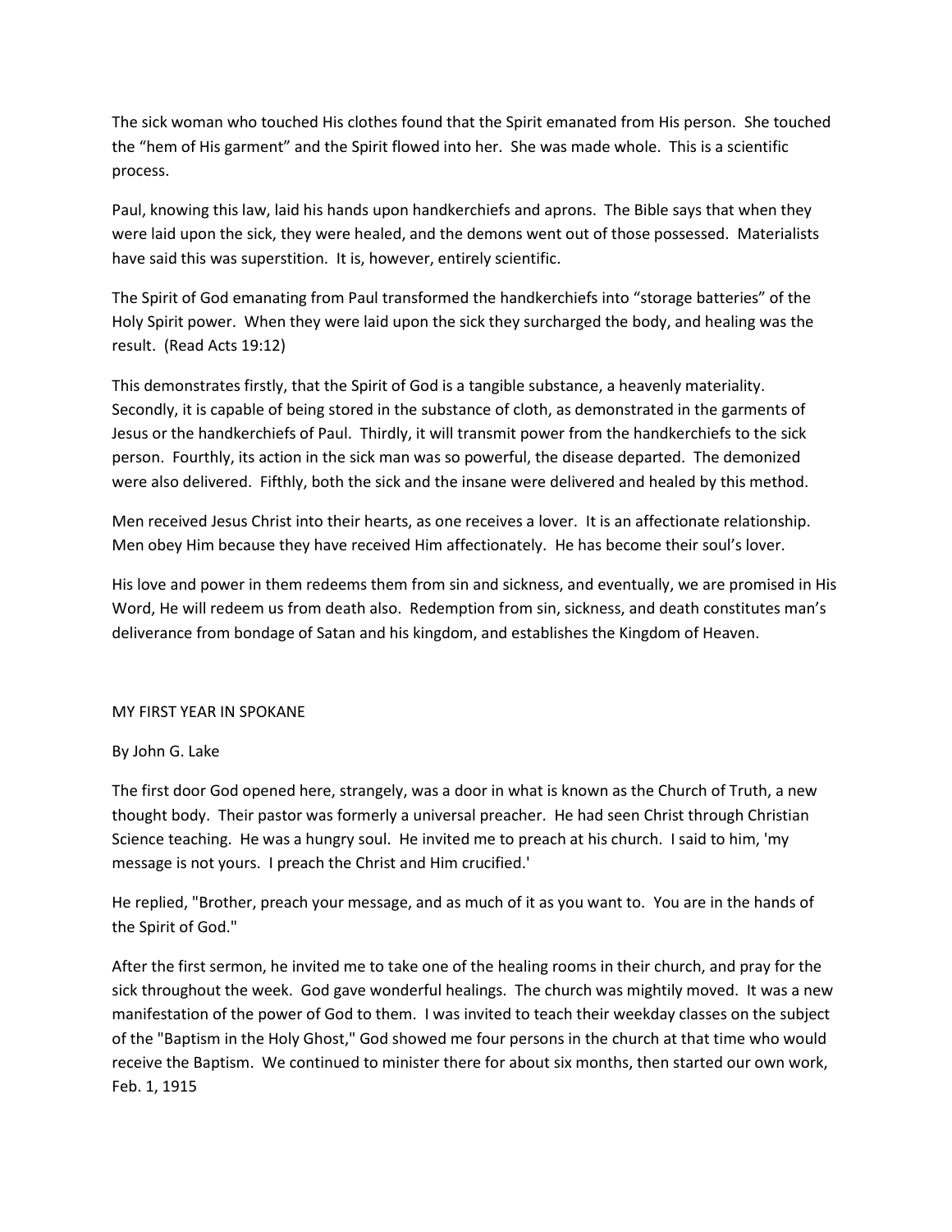The sick woman who touched His clothes found that the Spirit emanated from His person. She touched the "hem of His garment" and the Spirit flowed into her. She was made whole. This is a scientific process.

Paul, knowing this law, laid his hands upon handkerchiefs and aprons. The Bible says that when they were laid upon the sick, they were healed, and the demons went out of those possessed. Materialists have said this was superstition. It is, however, entirely scientific.

The Spirit of God emanating from Paul transformed the handkerchiefs into "storage batteries" of the Holy Spirit power. When they were laid upon the sick they surcharged the body, and healing was the result. (Read Acts 19:12)

This demonstrates firstly, that the Spirit of God is a tangible substance, a heavenly materiality. Secondly, it is capable of being stored in the substance of cloth, as demonstrated in the garments of Jesus or the handkerchiefs of Paul. Thirdly, it will transmit power from the handkerchiefs to the sick person. Fourthly, its action in the sick man was so powerful, the disease departed. The demonized were also delivered. Fifthly, both the sick and the insane were delivered and healed by this method.

Men received Jesus Christ into their hearts, as one receives a lover. It is an affectionate relationship. Men obey Him because they have received Him affectionately. He has become their soul's lover.

His love and power in them redeems them from sin and sickness, and eventually, we are promised in His Word, He will redeem us from death also. Redemption from sin, sickness, and death constitutes man's deliverance from bondage of Satan and his kingdom, and establishes the Kingdom of Heaven.

## MY FIRST YEAR IN SPOKANE

By John G. Lake

The first door God opened here, strangely, was a door in what is known as the Church of Truth, a new thought body. Their pastor was formerly a universal preacher. He had seen Christ through Christian Science teaching. He was a hungry soul. He invited me to preach at his church. I said to him, 'my message is not yours. I preach the Christ and Him crucified.'

He replied, "Brother, preach your message, and as much of it as you want to. You are in the hands of the Spirit of God."

After the first sermon, he invited me to take one of the healing rooms in their church, and pray for the sick throughout the week. God gave wonderful healings. The church was mightily moved. It was a new manifestation of the power of God to them. I was invited to teach their weekday classes on the subject of the "Baptism in the Holy Ghost," God showed me four persons in the church at that time who would receive the Baptism. We continued to minister there for about six months, then started our own work, Feb. 1, 1915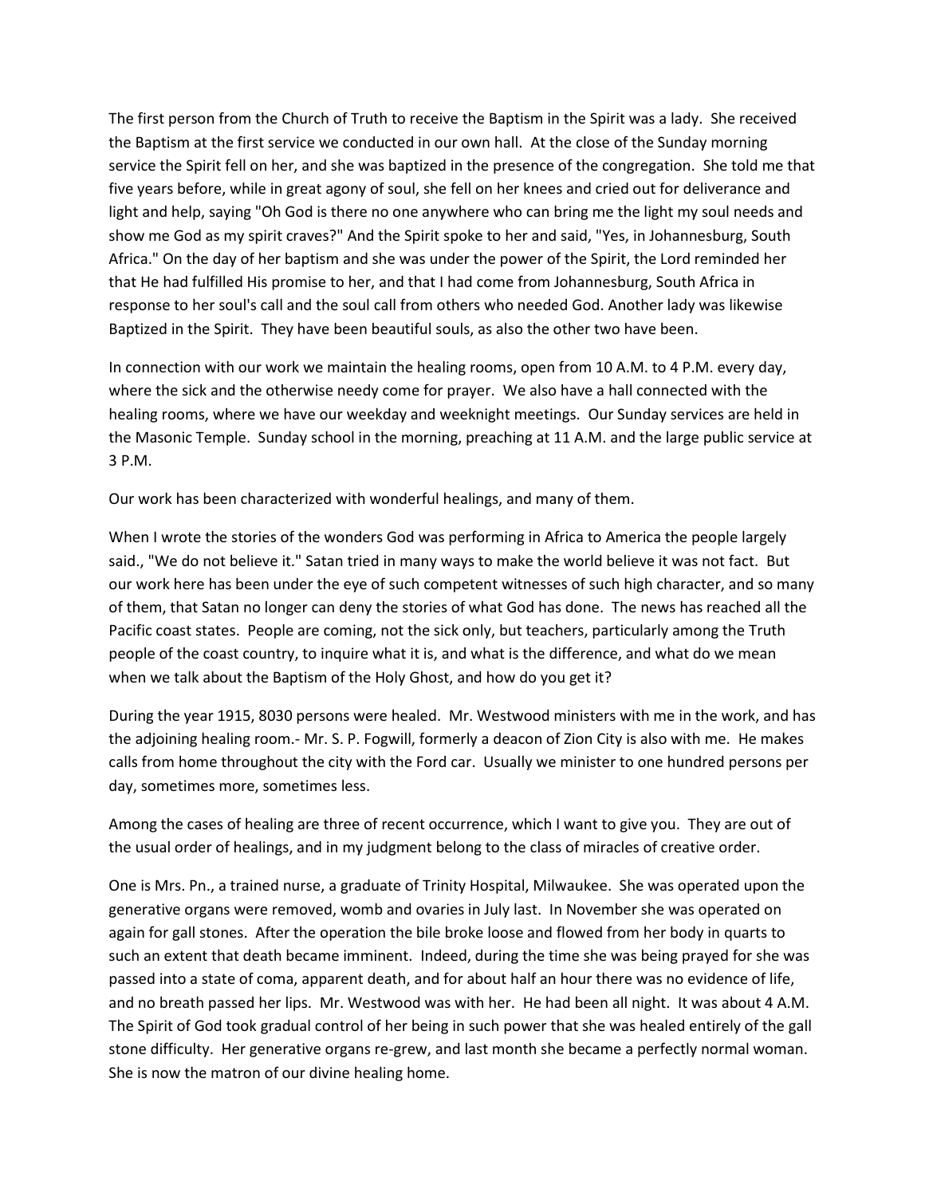The first person from the Church of Truth to receive the Baptism in the Spirit was a lady. She received the Baptism at the first service we conducted in our own hall. At the close of the Sunday morning service the Spirit fell on her, and she was baptized in the presence of the congregation. She told me that five years before, while in great agony of soul, she fell on her knees and cried out for deliverance and light and help, saying "Oh God is there no one anywhere who can bring me the light my soul needs and show me God as my spirit craves?" And the Spirit spoke to her and said, "Yes, in Johannesburg, South Africa." On the day of her baptism and she was under the power of the Spirit, the Lord reminded her that He had fulfilled His promise to her, and that I had come from Johannesburg, South Africa in response to her soul's call and the soul call from others who needed God. Another lady was likewise Baptized in the Spirit. They have been beautiful souls, as also the other two have been.

In connection with our work we maintain the healing rooms, open from 10 A.M. to 4 P.M. every day, where the sick and the otherwise needy come for prayer. We also have a hall connected with the healing rooms, where we have our weekday and weeknight meetings. Our Sunday services are held in the Masonic Temple. Sunday school in the morning, preaching at 11 A.M. and the large public service at 3 P.M.

Our work has been characterized with wonderful healings, and many of them.

When I wrote the stories of the wonders God was performing in Africa to America the people largely said., "We do not believe it." Satan tried in many ways to make the world believe it was not fact. But our work here has been under the eye of such competent witnesses of such high character, and so many of them, that Satan no longer can deny the stories of what God has done. The news has reached all the Pacific coast states. People are coming, not the sick only, but teachers, particularly among the Truth people of the coast country, to inquire what it is, and what is the difference, and what do we mean when we talk about the Baptism of the Holy Ghost, and how do you get it?

During the year 1915, 8030 persons were healed. Mr. Westwood ministers with me in the work, and has the adjoining healing room.- Mr. S. P. Fogwill, formerly a deacon of Zion City is also with me. He makes calls from home throughout the city with the Ford car. Usually we minister to one hundred persons per day, sometimes more, sometimes less.

Among the cases of healing are three of recent occurrence, which I want to give you. They are out of the usual order of healings, and in my judgment belong to the class of miracles of creative order.

One is Mrs. Pn., a trained nurse, a graduate of Trinity Hospital, Milwaukee. She was operated upon the generative organs were removed, womb and ovaries in July last. In November she was operated on again for gall stones. After the operation the bile broke loose and flowed from her body in quarts to such an extent that death became imminent. Indeed, during the time she was being prayed for she was passed into a state of coma, apparent death, and for about half an hour there was no evidence of life, and no breath passed her lips. Mr. Westwood was with her. He had been all night. It was about 4 A.M. The Spirit of God took gradual control of her being in such power that she was healed entirely of the gall stone difficulty. Her generative organs re-grew, and last month she became a perfectly normal woman. She is now the matron of our divine healing home.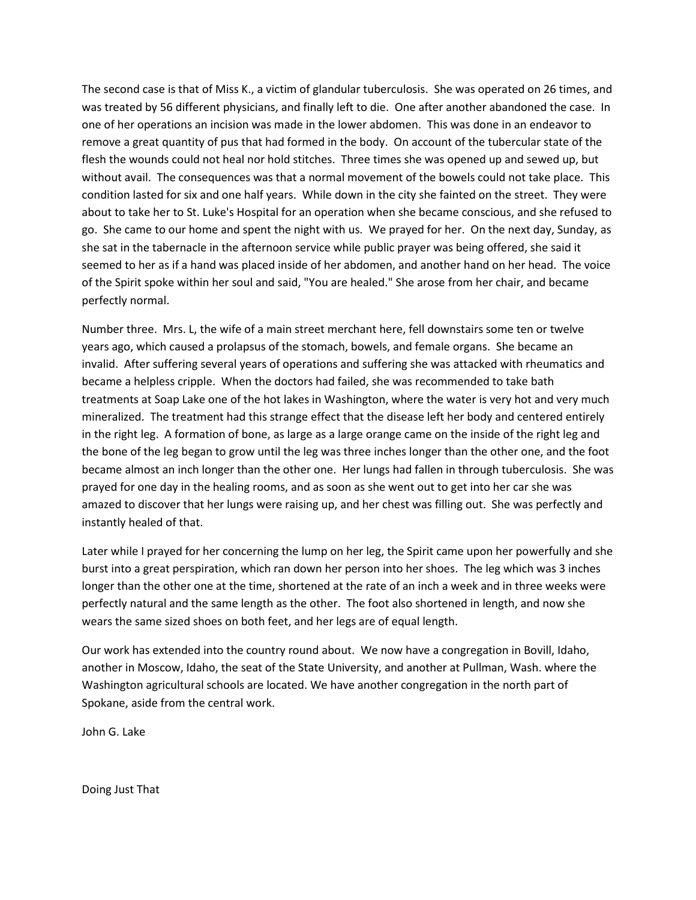The second case is that of Miss K., a victim of glandular tuberculosis. She was operated on 26 times, and was treated by 56 different physicians, and finally left to die. One after another abandoned the case. In one of her operations an incision was made in the lower abdomen. This was done in an endeavor to remove a great quantity of pus that had formed in the body. On account of the tubercular state of the flesh the wounds could not heal nor hold stitches. Three times she was opened up and sewed up, but without avail. The consequences was that a normal movement of the bowels could not take place. This condition lasted for six and one half years. While down in the city she fainted on the street. They were about to take her to St. Luke's Hospital for an operation when she became conscious, and she refused to go. She came to our home and spent the night with us. We prayed for her. On the next day, Sunday, as she sat in the tabernacle in the afternoon service while public prayer was being offered, she said it seemed to her as if a hand was placed inside of her abdomen, and another hand on her head. The voice of the Spirit spoke within her soul and said, "You are healed." She arose from her chair, and became perfectly normal.

Number three. Mrs. L, the wife of a main street merchant here, fell downstairs some ten or twelve years ago, which caused a prolapsus of the stomach, bowels, and female organs. She became an invalid. After suffering several years of operations and suffering she was attacked with rheumatics and became a helpless cripple. When the doctors had failed, she was recommended to take bath treatments at Soap Lake one of the hot lakes in Washington, where the water is very hot and very much mineralized. The treatment had this strange effect that the disease left her body and centered entirely in the right leg. A formation of bone, as large as a large orange came on the inside of the right leg and the bone of the leg began to grow until the leg was three inches longer than the other one, and the foot became almost an inch longer than the other one. Her lungs had fallen in through tuberculosis. She was prayed for one day in the healing rooms, and as soon as she went out to get into her car she was amazed to discover that her lungs were raising up, and her chest was filling out. She was perfectly and instantly healed of that.

Later while I prayed for her concerning the lump on her leg, the Spirit came upon her powerfully and she burst into a great perspiration, which ran down her person into her shoes. The leg which was 3 inches longer than the other one at the time, shortened at the rate of an inch a week and in three weeks were perfectly natural and the same length as the other. The foot also shortened in length, and now she wears the same sized shoes on both feet, and her legs are of equal length.

Our work has extended into the country round about. We now have a congregation in Bovill, Idaho, another in Moscow, Idaho, the seat of the State University, and another at Pullman, Wash. where the Washington agricultural schools are located. We have another congregation in the north part of Spokane, aside from the central work.

John G. Lake

Doing Just That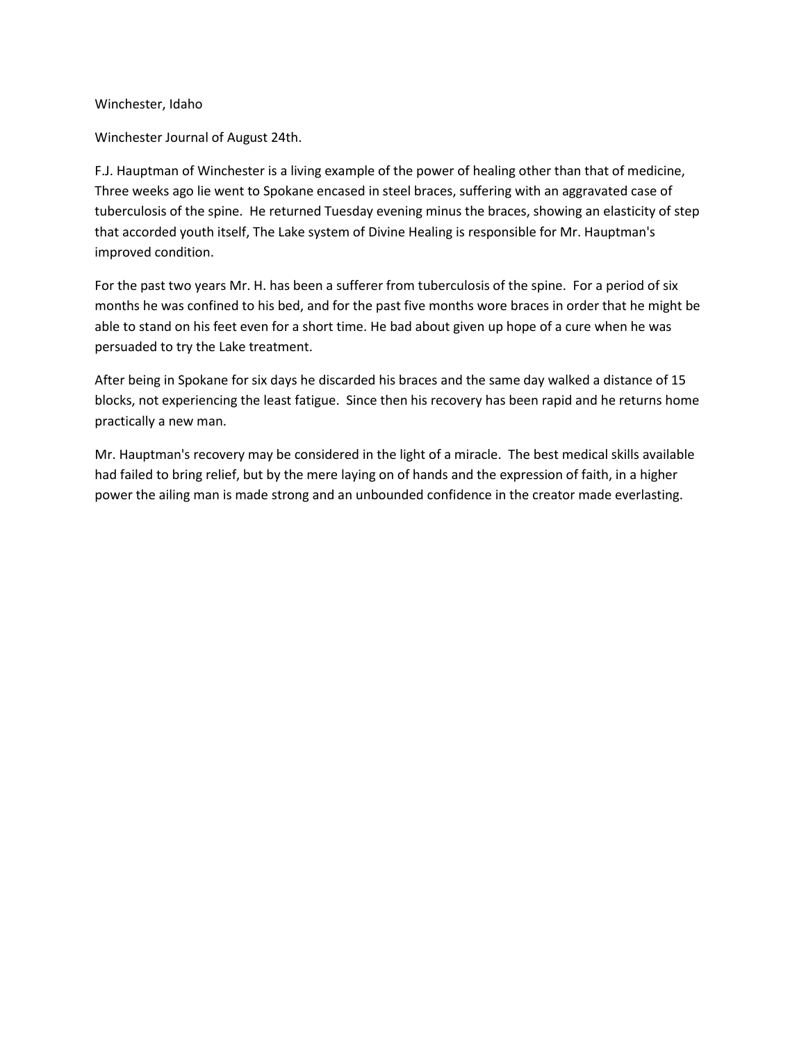Winchester, Idaho

Winchester Journal of August 24th.

F.J. Hauptman of Winchester is a living example of the power of healing other than that of medicine, Three weeks ago lie went to Spokane encased in steel braces, suffering with an aggravated case of tuberculosis of the spine. He returned Tuesday evening minus the braces, showing an elasticity of step that accorded youth itself, The Lake system of Divine Healing is responsible for Mr. Hauptman's improved condition.

For the past two years Mr. H. has been a sufferer from tuberculosis of the spine. For a period of six months he was confined to his bed, and for the past five months wore braces in order that he might be able to stand on his feet even for a short time. He bad about given up hope of a cure when he was persuaded to try the Lake treatment.

After being in Spokane for six days he discarded his braces and the same day walked a distance of 15 blocks, not experiencing the least fatigue. Since then his recovery has been rapid and he returns home practically a new man.

Mr. Hauptman's recovery may be considered in the light of a miracle. The best medical skills available had failed to bring relief, but by the mere laying on of hands and the expression of faith, in a higher power the ailing man is made strong and an unbounded confidence in the creator made everlasting.